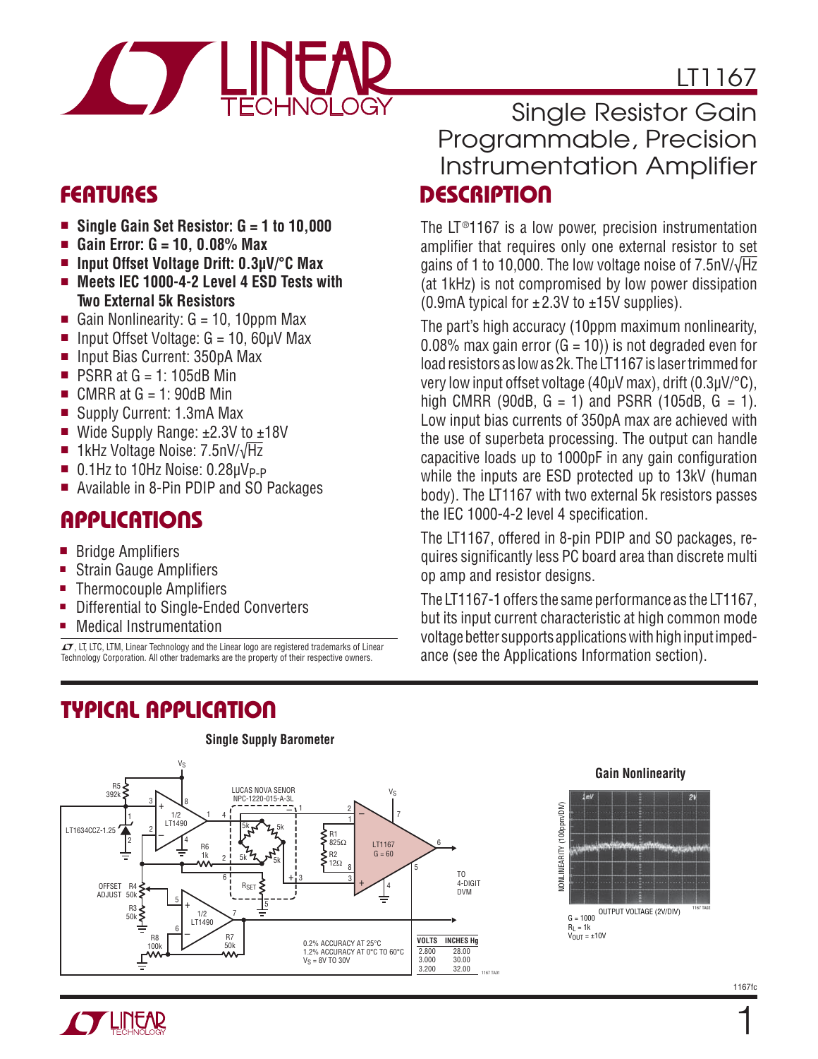# LT1167

## Single Resistor Gain Programmable, Precision Instrumentation Amplifier

## FEATURES

- **Single Gain Set Resistor: G = 1 to 10,000**
- **Gain Error: G = 10, 0.08% Max**
- **Input Offset Voltage Drift: 0.3μV/°C Max**
- **Meets IEC 1000-4-2 Level 4 ESD Tests with Two External 5k Resistors**
- Gain Nonlinearity: G = 10, 10ppm Max
- Input Offset Voltage: G = 10, 60μV Max
- Input Bias Current: 350pA Max
- PSRR at G = 1: 105dB Min
- CMRR at G = 1: 90dB Min
- Supply Current: 1.3mA Max
- Wide Supply Range: ±2.3V to ±18V
- 1kHz Voltage Noise: 7.5nV/√Hz
- 0.1Hz to 10Hz Noise: $0.28μV_{P-P}$
- Available in 8-Pin PDIP and SO Packages

## APPLICATIONS

- Bridge Amplifiers
- Strain Gauge Amplifiers
- Thermocouple Amplifiers
- Differential to Single-Ended Converters
- Medical Instrumentation

LT, LTC, LTM, Linear Technology and the Linear logo are registered trademarks of Linear Technology Corporation. All other trademarks are the property of their respective owners.

## DESCRIPTION

The LT®1167 is a low power, precision instrumentation amplifier that requires only one external resistor to set gains of 1 to 10,000. The low voltage noise of 7.5nV/√Hz (at 1kHz) is not compromised by low power dissipation (0.9mA typical for ±2.3V to ±15V supplies).

The part's high accuracy (10ppm maximum nonlinearity, 0.08% max gain error (G = 10)) is not degraded even for load resistors as low as 2k. The LT1167 is laser trimmed for very low input offset voltage (40μV max), drift (0.3μV/°C), high CMRR (90dB, G = 1) and PSRR (105dB, G = 1). Low input bias currents of 350pA max are achieved with the use of superbeta processing. The output can handle capacitive loads up to 1000pF in any gain configuration while the inputs are ESD protected up to 13kV (human body). The LT1167 with two external 5k resistors passes the IEC 1000-4-2 level 4 specification.

The LT1167, offered in 8-pin PDIP and SO packages, requires significantly less PC board area than discrete multi op amp and resistor designs.

The LT1167-1 offers the same performance as the LT1167, but its input current characteristic at high common mode voltage better supports applications with high input impedance (see the Applications Information section).

## TYPICAL APPLICATION

**Single Supply Barometer**

0.2% ACCURACY AT 25°C
1.2% ACCURACY AT 0°C TO 60°C
$V_S$ = 8V TO 30V

| VOLTS | INCHES Hg |
|---|---|
| 2.800 | 28.00 |
| 3.000 | 30.00 |
| 3.200 | 32.00 |

**Gain Nonlinearity**

G = 1000
$R_L$ = 1k
$V_{OUT}$ = ±10V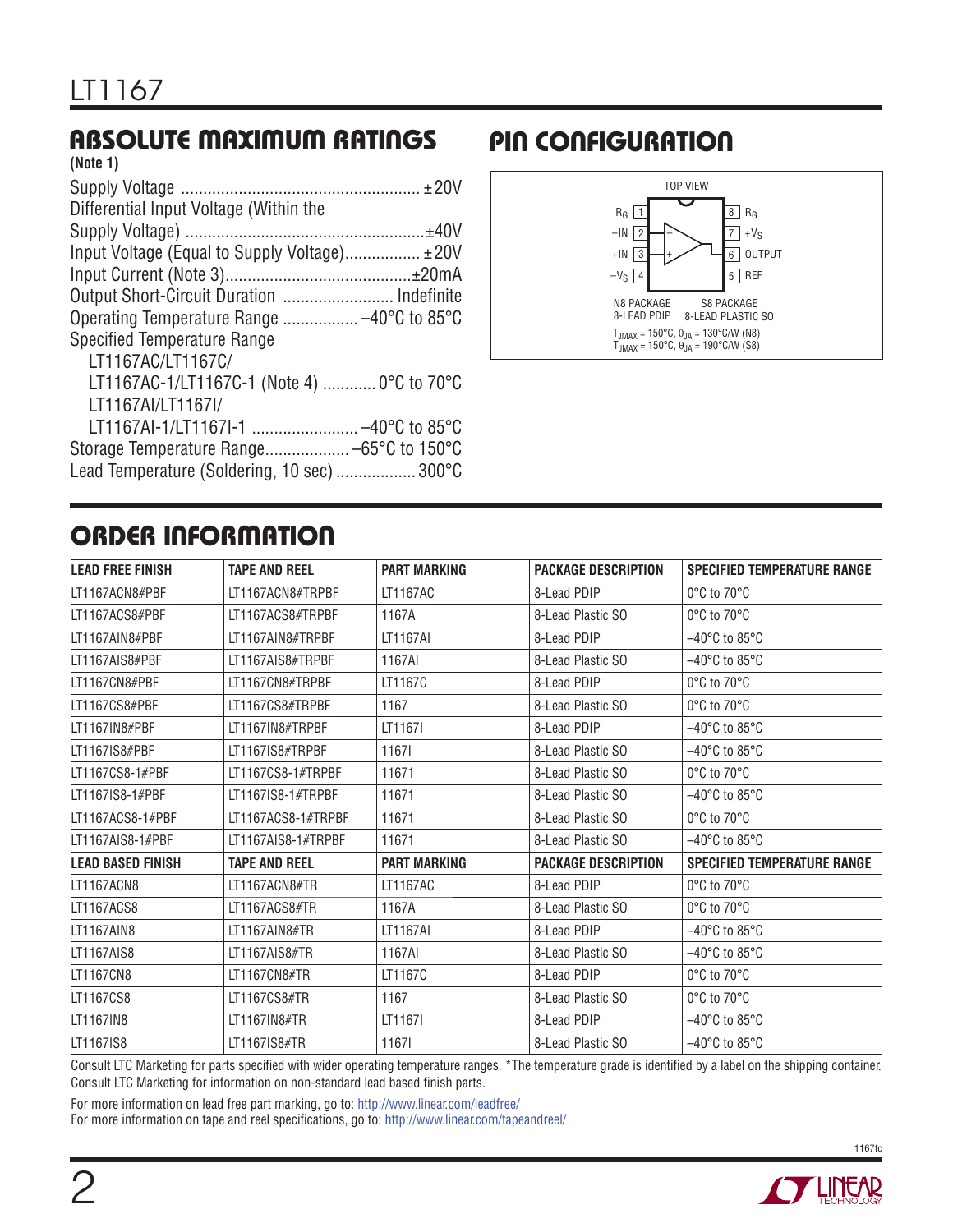## ABSOLUTE MAXIMUM RATINGS

**(Note 1)**

Supply Voltage ...................................................... ±20V
Differential Input Voltage (Within the Supply Voltage) ..................................................... ±40V
Input Voltage (Equal to Supply Voltage)................. ±20V
Input Current (Note 3)........................................... ±20mA
Output Short-Circuit Duration ......................... Indefinite
Operating Temperature Range ................. –40°C to 85°C
Specified Temperature Range
 LT1167AC/LT1167C/
 LT1167AC-1/LT1167C-1 (Note 4) ............ 0°C to 70°C
 LT1167AI/LT1167I/
 LT1167AI-1/LT1167I-1 ........................ –40°C to 85°C
Storage Temperature Range................... –65°C to 150°C
Lead Temperature (Soldering, 10 sec) .................. 300°C

## PIN CONFIGURATION

TOP VIEW

| Pin | Name | Pin | Name |
|---|---|---|---|
| 1 | $R_G$ | 8 | $R_G$ |
| 2 | –IN | 7 | $+V_S$ |
| 3 | +IN | 6 | OUTPUT |
| 4 | $-V_S$ | 5 | REF |

N8 PACKAGE 8-LEAD PDIP    S8 PACKAGE 8-LEAD PLASTIC SO

$T_{JMAX}$ = 150°C, $\theta_{JA}$ = 130°C/W (N8)
$T_{JMAX}$ = 150°C, $\theta_{JA}$ = 190°C/W (S8)

## ORDER INFORMATION

| LEAD FREE FINISH | TAPE AND REEL | PART MARKING | PACKAGE DESCRIPTION | SPECIFIED TEMPERATURE RANGE |
|---|---|---|---|---|
| LT1167ACN8#PBF | LT1167ACN8#TRPBF | LT1167AC | 8-Lead PDIP | 0°C to 70°C |
| LT1167ACS8#PBF | LT1167ACS8#TRPBF | 1167A | 8-Lead Plastic SO | 0°C to 70°C |
| LT1167AIN8#PBF | LT1167AIN8#TRPBF | LT1167AI | 8-Lead PDIP | –40°C to 85°C |
| LT1167AIS8#PBF | LT1167AIS8#TRPBF | 1167AI | 8-Lead Plastic SO | –40°C to 85°C |
| LT1167CN8#PBF | LT1167CN8#TRPBF | LT1167C | 8-Lead PDIP | 0°C to 70°C |
| LT1167CS8#PBF | LT1167CS8#TRPBF | 1167 | 8-Lead Plastic SO | 0°C to 70°C |
| LT1167IN8#PBF | LT1167IN8#TRPBF | LT1167I | 8-Lead PDIP | –40°C to 85°C |
| LT1167IS8#PBF | LT1167IS8#TRPBF | 1167I | 8-Lead Plastic SO | –40°C to 85°C |
| LT1167CS8-1#PBF | LT1167CS8-1#TRPBF | 11671 | 8-Lead Plastic SO | 0°C to 70°C |
| LT1167IS8-1#PBF | LT1167IS8-1#TRPBF | 11671 | 8-Lead Plastic SO | –40°C to 85°C |
| LT1167ACS8-1#PBF | LT1167ACS8-1#TRPBF | 11671 | 8-Lead Plastic SO | 0°C to 70°C |
| LT1167AIS8-1#PBF | LT1167AIS8-1#TRPBF | 11671 | 8-Lead Plastic SO | –40°C to 85°C |
| **LEAD BASED FINISH** | **TAPE AND REEL** | **PART MARKING** | **PACKAGE DESCRIPTION** | **SPECIFIED TEMPERATURE RANGE** |
| LT1167ACN8 | LT1167ACN8#TR | LT1167AC | 8-Lead PDIP | 0°C to 70°C |
| LT1167ACS8 | LT1167ACS8#TR | 1167A | 8-Lead Plastic SO | 0°C to 70°C |
| LT1167AIN8 | LT1167AIN8#TR | LT1167AI | 8-Lead PDIP | –40°C to 85°C |
| LT1167AIS8 | LT1167AIS8#TR | 1167AI | 8-Lead Plastic SO | –40°C to 85°C |
| LT1167CN8 | LT1167CN8#TR | LT1167C | 8-Lead PDIP | 0°C to 70°C |
| LT1167CS8 | LT1167CS8#TR | 1167 | 8-Lead Plastic SO | 0°C to 70°C |
| LT1167IN8 | LT1167IN8#TR | LT1167I | 8-Lead PDIP | –40°C to 85°C |
| LT1167IS8 | LT1167IS8#TR | 1167I | 8-Lead Plastic SO | –40°C to 85°C |

Consult LTC Marketing for parts specified with wider operating temperature ranges. *The temperature grade is identified by a label on the shipping container. Consult LTC Marketing for information on non-standard lead based finish parts.

For more information on lead free part marking, go to: http://www.linear.com/leadfree/
For more information on tape and reel specifications, go to: http://www.linear.com/tapeandreel/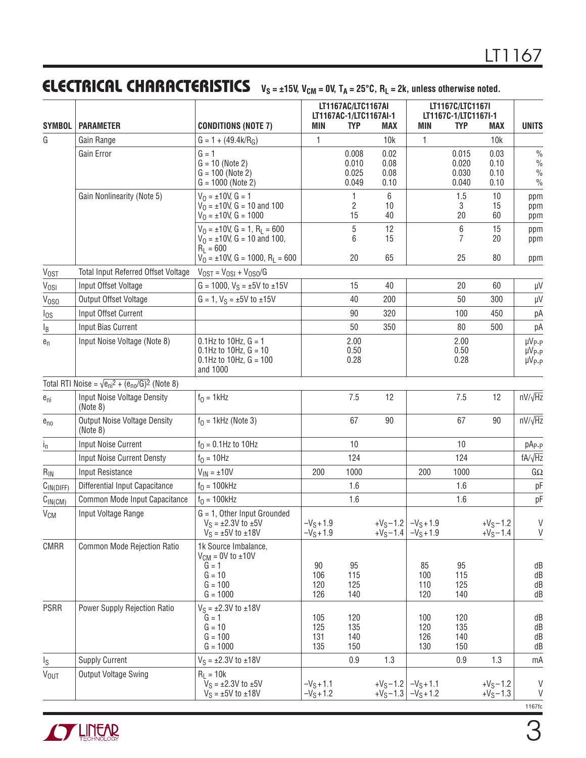## ELECTRICAL CHARACTERISTICS

$V_S = \pm15V$, $V_{CM} = 0V$, $T_A = 25°C$, $R_L = 2k$, unless otherwise noted.

| SYMBOL | PARAMETER | CONDITIONS (NOTE 7) | LT1167AC/LTC1167AI LT1167AC-1/LTC1167AI-1 MIN | TYP | MAX | LT1167C/LTC1167I LT1167C-1/LTC1167I-1 MIN | TYP | MAX | UNITS |
|---|---|---|---|---|---|---|---|---|---|
| G | Gain Range | $G = 1 + (49.4k/R_G)$ | 1 | | 10k | 1 | | 10k | |
| | Gain Error | G = 1 | | 0.008 | 0.02 | | 0.015 | 0.03 | % |
| | | G = 10 (Note 2) | | 0.010 | 0.08 | | 0.020 | 0.10 | % |
| | | G = 100 (Note 2) | | 0.025 | 0.08 | | 0.030 | 0.10 | % |
| | | G = 1000 (Note 2) | | 0.049 | 0.10 | | 0.040 | 0.10 | % |
| | Gain Nonlinearity (Note 5) | $V_O = \pm10V$, G = 1 | | 1 | 6 | | 1.5 | 10 | ppm |
| | | $V_O = \pm10V$, G = 10 and 100 | | 2 | 10 | | 3 | 15 | ppm |
| | | $V_O = \pm10V$, G = 1000 | | 15 | 40 | | 20 | 60 | ppm |
| | | $V_O = \pm10V$, G = 1, $R_L = 600$ | | 5 | 12 | | 6 | 15 | ppm |
| | | $V_O = \pm10V$, G = 10 and 100, $R_L = 600$ | | 6 | 15 | | 7 | 20 | ppm |
| | | $V_O = \pm10V$, G = 1000, $R_L = 600$ | | 20 | 65 | | 25 | 80 | ppm |
| $V_{OST}$ | Total Input Referred Offset Voltage | $V_{OST} = V_{OSI} + V_{OSO}/G$ | | | | | | | |
| $V_{OSI}$ | Input Offset Voltage | G = 1000, $V_S = \pm5V$ to $\pm15V$ | | 15 | 40 | | 20 | 60 | µV |
| $V_{OSO}$ | Output Offset Voltage | G = 1, $V_S = \pm5V$ to $\pm15V$ | | 40 | 200 | | 50 | 300 | µV |
| $I_{OS}$ | Input Offset Current | | | 90 | 320 | | 100 | 450 | pA |
| $I_B$ | Input Bias Current | | | 50 | 350 | | 80 | 500 | pA |
| $e_n$ | Input Noise Voltage (Note 8) | 0.1Hz to 10Hz, G = 1 | | 2.00 | | | 2.00 | | $µV_{P-P}$ |
| | | 0.1Hz to 10Hz, G = 10 | | 0.50 | | | 0.50 | | $µV_{P-P}$ |
| | | 0.1Hz to 10Hz, G = 100 and 1000 | | 0.28 | | | 0.28 | | $µV_{P-P}$ |
| | Total RTI Noise = $\sqrt{e_{ni}^2 + (e_{no}/G)^2}$ (Note 8) | | | | | | | | |
| $e_{ni}$ | Input Noise Voltage Density (Note 8) | $f_O = 1kHz$ | | 7.5 | 12 | | 7.5 | 12 | $nV/\sqrt{Hz}$ |
| $e_{no}$ | Output Noise Voltage Density (Note 8) | $f_O = 1kHz$ (Note 3) | | 67 | 90 | | 67 | 90 | $nV/\sqrt{Hz}$ |
| $i_n$ | Input Noise Current | $f_O = 0.1Hz$ to 10Hz | | 10 | | | 10 | | $pA_{P-P}$ |
| | Input Noise Current Densty | $f_O = 10Hz$ | | 124 | | | 124 | | $fA/\sqrt{Hz}$ |
| $R_{IN}$ | Input Resistance | $V_{IN} = \pm10V$ | 200 | 1000 | | 200 | 1000 | | GΩ |
| $C_{IN(DIFF)}$ | Differential Input Capacitance | $f_O = 100kHz$ | | 1.6 | | | 1.6 | | pF |
| $C_{IN(CM)}$ | Common Mode Input Capacitance | $f_O = 100kHz$ | | 1.6 | | | 1.6 | | pF |
| $V_{CM}$ | Input Voltage Range | G = 1, Other Input Grounded | | | | | | | |
| | | $V_S = \pm2.3V$ to $\pm5V$ | $-V_S + 1.9$ | | $+V_S - 1.2$ | $-V_S + 1.9$ | | $+V_S - 1.2$ | V |
| | | $V_S = \pm5V$ to $\pm18V$ | $-V_S + 1.9$ | | $+V_S - 1.4$ | $-V_S + 1.9$ | | $+V_S - 1.4$ | V |
| CMRR | Common Mode Rejection Ratio | 1k Source Imbalance, $V_{CM} = 0V$ to $\pm10V$ | | | | | | | |
| | | G = 1 | 90 | 95 | | 85 | 95 | | dB |
| | | G = 10 | 106 | 115 | | 100 | 115 | | dB |
| | | G = 100 | 120 | 125 | | 110 | 125 | | dB |
| | | G = 1000 | 126 | 140 | | 120 | 140 | | dB |
| PSRR | Power Supply Rejection Ratio | $V_S = \pm2.3V$ to $\pm18V$ | | | | | | | |
| | | G = 1 | 105 | 120 | | 100 | 120 | | dB |
| | | G = 10 | 125 | 135 | | 120 | 135 | | dB |
| | | G = 100 | 131 | 140 | | 126 | 140 | | dB |
| | | G = 1000 | 135 | 150 | | 130 | 150 | | dB |
| $I_S$ | Supply Current | $V_S = \pm2.3V$ to $\pm18V$ | | 0.9 | 1.3 | | 0.9 | 1.3 | mA |
| $V_{OUT}$ | Output Voltage Swing | $R_L = 10k$ | | | | | | | |
| | | $V_S = \pm2.3V$ to $\pm5V$ | $-V_S + 1.1$ | | $+V_S - 1.2$ | $-V_S + 1.1$ | | $+V_S - 1.2$ | V |
| | | $V_S = \pm5V$ to $\pm18V$ | $-V_S + 1.2$ | | $+V_S - 1.3$ | $-V_S + 1.2$ | | $+V_S - 1.3$ | V |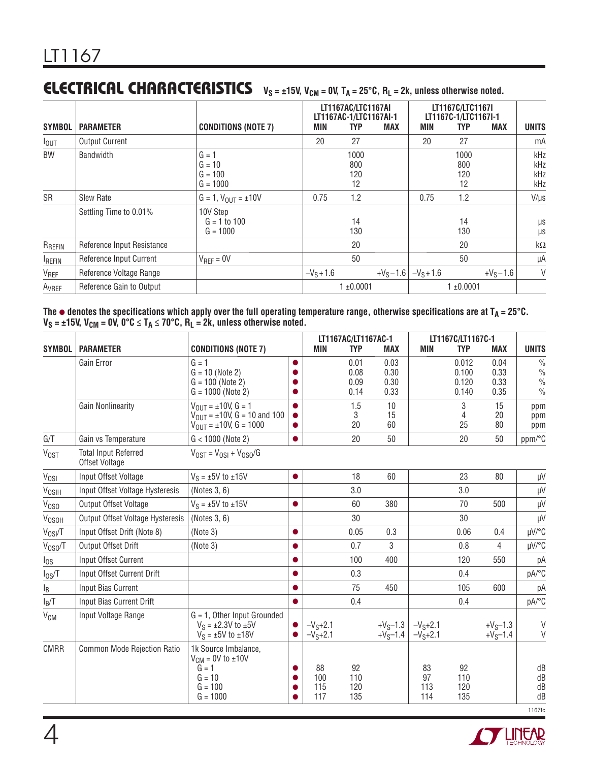## ELECTRICAL CHARACTERISTICS

$V_S = \pm15V$, $V_{CM} = 0V$, $T_A = 25°C$, $R_L = 2k$, unless otherwise noted.

| SYMBOL | PARAMETER | CONDITIONS (NOTE 7) | LT1167AC/LTC1167AI LT1167AC-1/LTC1167AI-1 MIN | TYP | MAX | LT1167C/LTC1167I LT1167C-1/LTC1167I-1 MIN | TYP | MAX | UNITS |
|---|---|---|---|---|---|---|---|---|---|
| $I_{OUT}$ | Output Current | | 20 | 27 | | 20 | 27 | | mA |
| BW | Bandwidth | G = 1<br>G = 10<br>G = 100<br>G = 1000 | | 1000<br>800<br>120<br>12 | | | 1000<br>800<br>120<br>12 | | kHz<br>kHz<br>kHz<br>kHz |
| SR | Slew Rate | G = 1, $V_{OUT} = \pm10V$ | 0.75 | 1.2 | | 0.75 | 1.2 | | V/µs |
| | Settling Time to 0.01% | 10V Step<br>G = 1 to 100<br>G = 1000 | | 14<br>130 | | | 14<br>130 | | µs<br>µs |
| $R_{REFIN}$ | Reference Input Resistance | | | 20 | | | 20 | | kΩ |
| $I_{REFIN}$ | Reference Input Current | $V_{REF} = 0V$ | | 50 | | | 50 | | µA |
| $V_{REF}$ | Reference Voltage Range | | $-V_S+1.6$ | | $+V_S-1.6$ | $-V_S+1.6$ | | $+V_S-1.6$ | V |
| $A_{VREF}$ | Reference Gain to Output | | | 1 ±0.0001 | | | 1 ±0.0001 | | |

**The ● denotes the specifications which apply over the full operating temperature range, otherwise specifications are at $T_A = 25°C$. $V_S = \pm15V$, $V_{CM} = 0V$, $0°C \le T_A \le 70°C$, $R_L = 2k$, unless otherwise noted.**

| SYMBOL | PARAMETER | CONDITIONS (NOTE 7) | | LT1167AC/LT1167AC-1 MIN | TYP | MAX | LT1167C/LT1167C-1 MIN | TYP | MAX | UNITS |
|---|---|---|---|---|---|---|---|---|---|---|
| | Gain Error | G = 1<br>G = 10 (Note 2)<br>G = 100 (Note 2)<br>G = 1000 (Note 2) | ●<br>●<br>●<br>● | | 0.01<br>0.08<br>0.09<br>0.14 | 0.03<br>0.30<br>0.30<br>0.33 | | 0.012<br>0.100<br>0.120<br>0.140 | 0.04<br>0.33<br>0.33<br>0.35 | %<br>%<br>%<br>% |
| | Gain Nonlinearity | $V_{OUT} = \pm10V$, G = 1<br>$V_{OUT} = \pm10V$, G = 10 and 100<br>$V_{OUT} = \pm10V$, G = 1000 | ●<br>●<br>● | | 1.5<br>3<br>20 | 10<br>15<br>60 | | 3<br>4<br>25 | 15<br>20<br>80 | ppm<br>ppm<br>ppm |
| G/T | Gain vs Temperature | G < 1000 (Note 2) | ● | | 20 | 50 | | 20 | 50 | ppm/°C |
| $V_{OST}$ | Total Input Referred Offset Voltage | $V_{OST} = V_{OSI} + V_{OSO}/G$ | | | | | | | | |
| $V_{OSI}$ | Input Offset Voltage | $V_S = \pm5V$ to $\pm15V$ | ● | | 18 | 60 | | 23 | 80 | µV |
| $V_{OSIH}$ | Input Offset Voltage Hysteresis | (Notes 3, 6) | | | 3.0 | | | 3.0 | | µV |
| $V_{OSO}$ | Output Offset Voltage | $V_S = \pm5V$ to $\pm15V$ | ● | | 60 | 380 | | 70 | 500 | µV |
| $V_{OSOH}$ | Output Offset Voltage Hysteresis | (Notes 3, 6) | | | 30 | | | 30 | | µV |
| $V_{OSI}/T$ | Input Offset Drift (Note 8) | (Note 3) | ● | | 0.05 | 0.3 | | 0.06 | 0.4 | µV/°C |
| $V_{OSO}/T$ | Output Offset Drift | (Note 3) | ● | | 0.7 | 3 | | 0.8 | 4 | µV/°C |
| $I_{OS}$ | Input Offset Current | | ● | | 100 | 400 | | 120 | 550 | pA |
| $I_{OS}/T$ | Input Offset Current Drift | | ● | | 0.3 | | | 0.4 | | pA/°C |
| $I_B$ | Input Bias Current | | ● | | 75 | 450 | | 105 | 600 | pA |
| $I_B/T$ | Input Bias Current Drift | | ● | | 0.4 | | | 0.4 | | pA/°C |
| $V_{CM}$ | Input Voltage Range | G = 1, Other Input Grounded<br>$V_S = \pm2.3V$ to $\pm5V$<br>$V_S = \pm5V$ to $\pm18V$ | ●<br>● | $-V_S+2.1$<br>$-V_S+2.1$ | | $+V_S-1.3$<br>$+V_S-1.4$ | $-V_S+2.1$<br>$-V_S+2.1$ | | $+V_S-1.3$<br>$+V_S-1.4$ | V<br>V |
| CMRR | Common Mode Rejection Ratio | 1k Source Imbalance,<br>$V_{CM} = 0V$ to $\pm10V$<br>G = 1<br>G = 10<br>G = 100<br>G = 1000 | ●<br>●<br>●<br>● | 88<br>100<br>115<br>117 | 92<br>110<br>120<br>135 | | 83<br>97<br>113<br>114 | 92<br>110<br>120<br>135 | | dB<br>dB<br>dB<br>dB |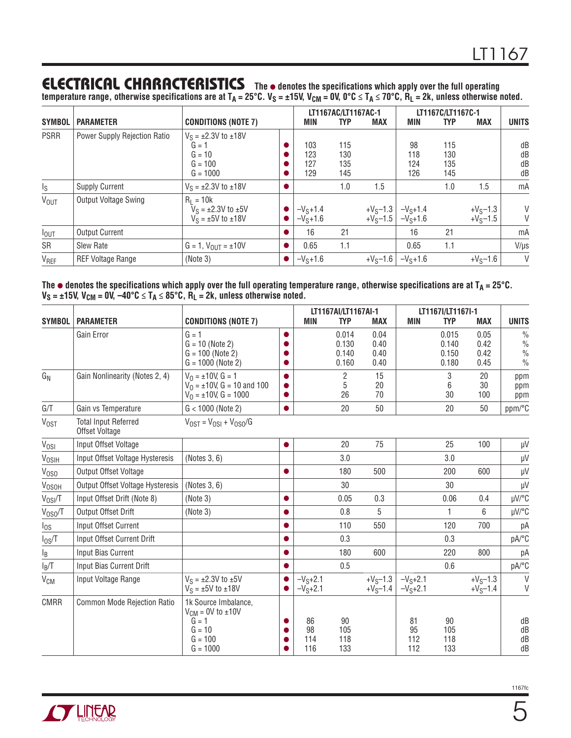## ELECTRICAL CHARACTERISTICS

**The ● denotes the specifications which apply over the full operating temperature range, otherwise specifications are at $T_A$ = 25°C. $V_S$ = ±15V, $V_{CM}$ = 0V, 0°C ≤ $T_A$ ≤ 70°C, $R_L$ = 2k, unless noted.**

| SYMBOL | PARAMETER | CONDITIONS (NOTE 7) | | LT1167AC/LT1167AC-1 MIN | TYP | MAX | LT1167C/LT1167C-1 MIN | TYP | MAX | UNITS |
|---|---|---|---|---|---|---|---|---|---|---|
| PSRR | Power Supply Rejection Ratio | $V_S$ = ±2.3V to ±18V | | | | | | | | |
| | | G = 1 | ● | 103 | 115 | | 98 | 115 | | dB |
| | | G = 10 | ● | 123 | 130 | | 118 | 130 | | dB |
| | | G = 100 | ● | 127 | 135 | | 124 | 135 | | dB |
| | | G = 1000 | ● | 129 | 145 | | 126 | 145 | | dB |
| $I_S$ | Supply Current | $V_S$ = ±2.3V to ±18V | ● | | 1.0 | 1.5 | | 1.0 | 1.5 | mA |
| $V_{OUT}$ | Output Voltage Swing | $R_L$ = 10k | | | | | | | | |
| | | $V_S$ = ±2.3V to ±5V | ● | $-V_S$+1.4 | | $+V_S$–1.3 | $-V_S$+1.4 | | $+V_S$–1.3 | V |
| | | $V_S$ = ±5V to ±18V | ● | $-V_S$+1.6 | | $+V_S$–1.5 | $-V_S$+1.6 | | $+V_S$–1.5 | V |
| $I_{OUT}$ | Output Current | | ● | 16 | 21 | | 16 | 21 | | mA |
| SR | Slew Rate | G = 1, $V_{OUT}$ = ±10V | ● | 0.65 | 1.1 | | 0.65 | 1.1 | | V/µs |
| $V_{REF}$ | REF Voltage Range | (Note 3) | ● | $-V_S$+1.6 | | $+V_S$–1.6 | $-V_S$+1.6 | | $+V_S$–1.6 | V |

**The ● denotes the specifications which apply over the full operating temperature range, otherwise specifications are at $T_A$ = 25°C. $V_S$ = ±15V, $V_{CM}$ = 0V, –40°C ≤ $T_A$ ≤ 85°C, $R_L$ = 2k, unless otherwise noted.**

| SYMBOL | PARAMETER | CONDITIONS (NOTE 7) | | LT1167AI/LT1167AI-1 MIN | TYP | MAX | LT1167I/LT1167I-1 MIN | TYP | MAX | UNITS |
|---|---|---|---|---|---|---|---|---|---|---|
| | Gain Error | G = 1 | ● | | 0.014 | 0.04 | | 0.015 | 0.05 | % |
| | | G = 10 (Note 2) | ● | | 0.130 | 0.40 | | 0.140 | 0.42 | % |
| | | G = 100 (Note 2) | ● | | 0.140 | 0.40 | | 0.150 | 0.42 | % |
| | | G = 1000 (Note 2) | ● | | 0.160 | 0.40 | | 0.180 | 0.45 | % |
| $G_N$ | Gain Nonlinearity (Notes 2, 4) | $V_O$ = ±10V, G = 1 | ● | | 2 | 15 | | 3 | 20 | ppm |
| | | $V_O$ = ±10V, G = 10 and 100 | ● | | 5 | 20 | | 6 | 30 | ppm |
| | | $V_O$ = ±10V, G = 1000 | ● | | 26 | 70 | | 30 | 100 | ppm |
| G/T | Gain vs Temperature | G < 1000 (Note 2) | ● | | 20 | 50 | | 20 | 50 | ppm/°C |
| $V_{OST}$ | Total Input Referred Offset Voltage | $V_{OST}$ = $V_{OSI}$ + $V_{OSO}$/G | | | | | | | | |
| $V_{OSI}$ | Input Offset Voltage | | ● | | 20 | 75 | | 25 | 100 | µV |
| $V_{OSIH}$ | Input Offset Voltage Hysteresis | (Notes 3, 6) | | | 3.0 | | | 3.0 | | µV |
| $V_{OSO}$ | Output Offset Voltage | | ● | | 180 | 500 | | 200 | 600 | µV |
| $V_{OSOH}$ | Output Offset Voltage Hysteresis | (Notes 3, 6) | | | 30 | | | 30 | | µV |
| $V_{OSI}$/T | Input Offset Drift (Note 8) | (Note 3) | ● | | 0.05 | 0.3 | | 0.06 | 0.4 | µV/°C |
| $V_{OSO}$/T | Output Offset Drift | (Note 3) | ● | | 0.8 | 5 | | 1 | 6 | µV/°C |
| $I_{OS}$ | Input Offset Current | | ● | | 110 | 550 | | 120 | 700 | pA |
| $I_{OS}$/T | Input Offset Current Drift | | ● | | 0.3 | | | 0.3 | | pA/°C |
| $I_B$ | Input Bias Current | | ● | | 180 | 600 | | 220 | 800 | pA |
| $I_B$/T | Input Bias Current Drift | | ● | | 0.5 | | | 0.6 | | pA/°C |
| $V_{CM}$ | Input Voltage Range | $V_S$ = ±2.3V to ±5V | ● | $-V_S$+2.1 | | $+V_S$–1.3 | $-V_S$+2.1 | | $+V_S$–1.3 | V |
| | | $V_S$ = ±5V to ±18V | ● | $-V_S$+2.1 | | $+V_S$–1.4 | $-V_S$+2.1 | | $+V_S$–1.4 | V |
| CMRR | Common Mode Rejection Ratio | 1k Source Imbalance, $V_{CM}$ = 0V to ±10V | | | | | | | | |
| | | G = 1 | ● | 86 | 90 | | 81 | 90 | | dB |
| | | G = 10 | ● | 98 | 105 | | 95 | 105 | | dB |
| | | G = 100 | ● | 114 | 118 | | 112 | 118 | | dB |
| | | G = 1000 | ● | 116 | 133 | | 112 | 133 | | dB |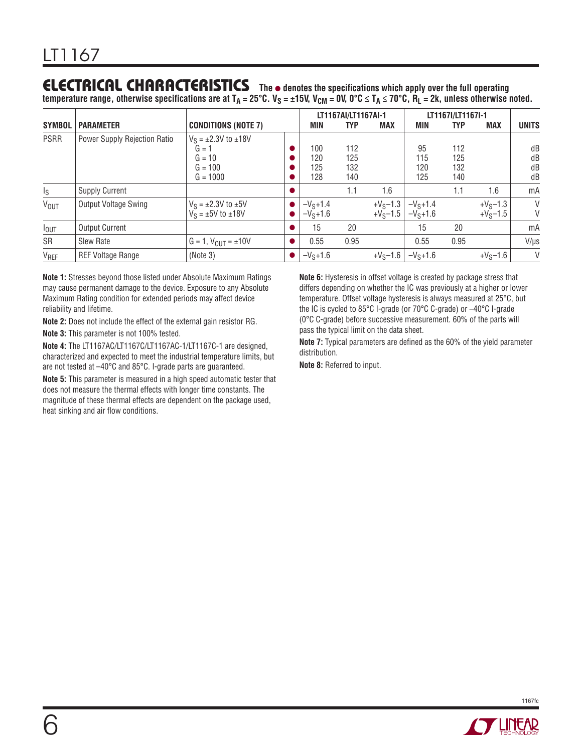## ELECTRICAL CHARACTERISTICS

**The ● denotes the specifications which apply over the full operating temperature range, otherwise specifications are at $T_A$ = 25°C. $V_S$ = ±15V, $V_{CM}$ = 0V, 0°C ≤ $T_A$ ≤ 70°C, $R_L$ = 2k, unless otherwise noted.**

| SYMBOL | PARAMETER | CONDITIONS (NOTE 7) | | LT1167AI/LT1167AI-1 MIN | TYP | MAX | LT1167I/LT1167I-1 MIN | TYP | MAX | UNITS |
|---|---|---|---|---|---|---|---|---|---|---|
| PSRR | Power Supply Rejection Ratio | $V_S$ = ±2.3V to ±18V | | | | | | | | |
| | | G = 1 | ● | 100 | 112 | | 95 | 112 | | dB |
| | | G = 10 | ● | 120 | 125 | | 115 | 125 | | dB |
| | | G = 100 | ● | 125 | 132 | | 120 | 132 | | dB |
| | | G = 1000 | ● | 128 | 140 | | 125 | 140 | | dB |
| $I_S$ | Supply Current | | ● | | 1.1 | 1.6 | | 1.1 | 1.6 | mA |
| $V_{OUT}$ | Output Voltage Swing | $V_S$ = ±2.3V to ±5V | ● | $-V_S$+1.4 | | $+V_S$–1.3 | $-V_S$+1.4 | | $+V_S$–1.3 | V |
| | | $V_S$ = ±5V to ±18V | ● | $-V_S$+1.6 | | $+V_S$–1.5 | $-V_S$+1.6 | | $+V_S$–1.5 | V |
| $I_{OUT}$ | Output Current | | ● | 15 | 20 | | 15 | 20 | | mA |
| SR | Slew Rate | G = 1, $V_{OUT}$ = ±10V | ● | 0.55 | 0.95 | | 0.55 | 0.95 | | V/µs |
| $V_{REF}$ | REF Voltage Range | (Note 3) | ● | $-V_S$+1.6 | | $+V_S$–1.6 | $-V_S$+1.6 | | $+V_S$–1.6 | V |

**Note 1:** Stresses beyond those listed under Absolute Maximum Ratings may cause permanent damage to the device. Exposure to any Absolute Maximum Rating condition for extended periods may affect device reliability and lifetime.

**Note 2:** Does not include the effect of the external gain resistor RG.

**Note 3:** This parameter is not 100% tested.

**Note 4:** The LT1167AC/LT1167C/LT1167AC-1/LT1167C-1 are designed, characterized and expected to meet the industrial temperature limits, but are not tested at –40°C and 85°C. I-grade parts are guaranteed.

**Note 5:** This parameter is measured in a high speed automatic tester that does not measure the thermal effects with longer time constants. The magnitude of these thermal effects are dependent on the package used, heat sinking and air flow conditions.

**Note 6:** Hysteresis in offset voltage is created by package stress that differs depending on whether the IC was previously at a higher or lower temperature. Offset voltage hysteresis is always measured at 25°C, but the IC is cycled to 85°C I-grade (or 70°C C-grade) or –40°C I-grade (0°C C-grade) before successive measurement. 60% of the parts will pass the typical limit on the data sheet.

**Note 7:** Typical parameters are defined as the 60% of the yield parameter distribution.

**Note 8:** Referred to input.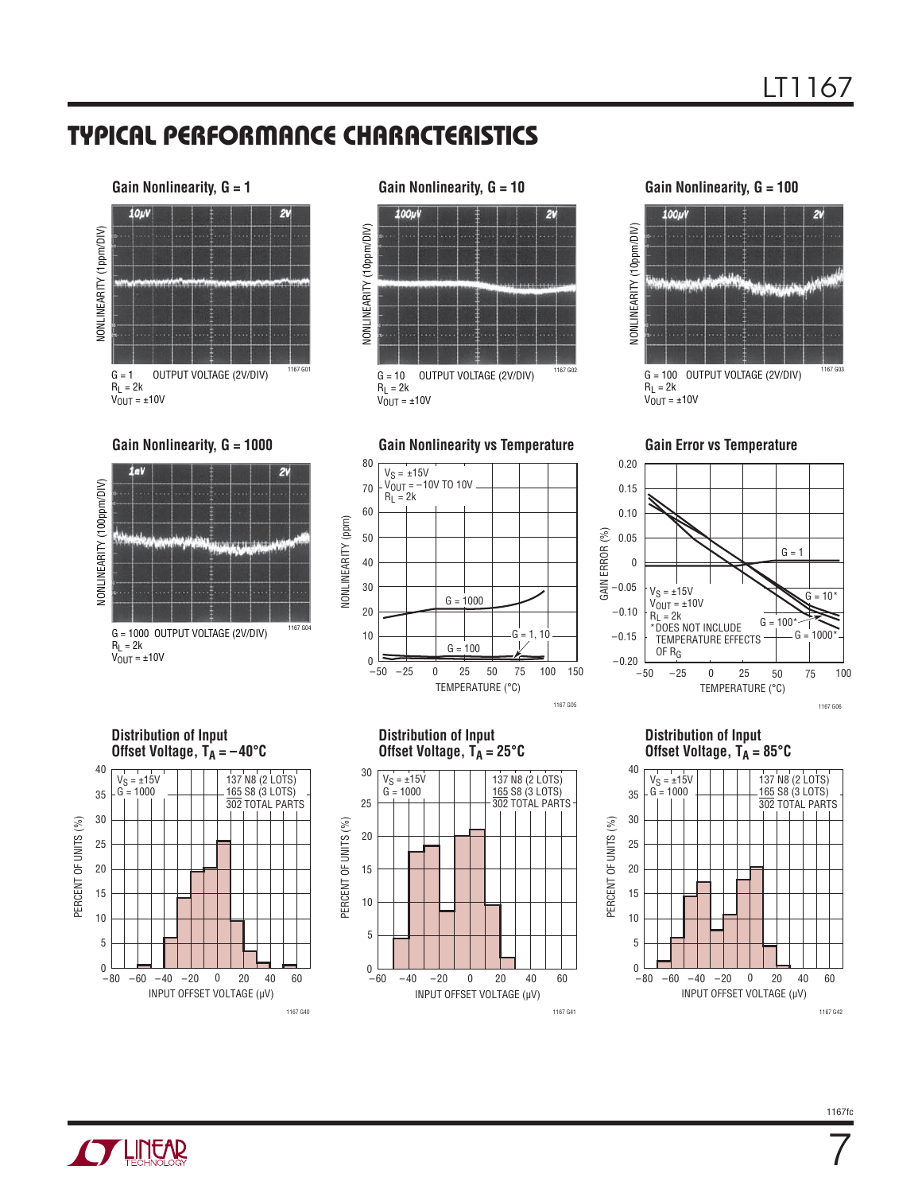## TYPICAL PERFORMANCE CHARACTERISTICS

**Gain Nonlinearity, G = 1**

NONLINEARITY (1ppm/DIV)

10µV 2V

G = 1 OUTPUT VOLTAGE (2V/DIV)
$R_L$ = 2k
$V_{OUT}$ = ±10V

1167 G01

**Gain Nonlinearity, G = 10**

NONLINEARITY (10ppm/DIV)

100µV 2V

G = 10 OUTPUT VOLTAGE (2V/DIV)
$R_L$ = 2k
$V_{OUT}$ = ±10V

1167 G02

**Gain Nonlinearity, G = 100**

NONLINEARITY (10ppm/DIV)

100µV 2V

G = 100 OUTPUT VOLTAGE (2V/DIV)
$R_L$ = 2k
$V_{OUT}$ = ±10V

1167 G03

**Gain Nonlinearity, G = 1000**

NONLINEARITY (100ppm/DIV)

1mV 2V

G = 1000 OUTPUT VOLTAGE (2V/DIV)
$R_L$ = 2k
$V_{OUT}$ = ±10V

1167 G04

**Gain Nonlinearity vs Temperature**

$V_S$ = ±15V
$V_{OUT}$ = –10V TO 10V
$R_L$ = 2k

G = 1000
G = 1, 10
G = 100

NONLINEARITY (ppm)
TEMPERATURE (°C)

1167 G05

**Gain Error vs Temperature**

$V_S$ = ±15V
$V_{OUT}$ = ±10V
$R_L$ = 2k
*DOES NOT INCLUDE TEMPERATURE EFFECTS OF $R_G$

G = 1
G = 10*
G = 100*
G = 1000*

GAIN ERROR (%)
TEMPERATURE (°C)

1167 G06

**Distribution of Input Offset Voltage, $T_A$ = –40°C**

$V_S$ = ±15V
G = 1000
137 N8 (2 LOTS)
165 S8 (3 LOTS)
302 TOTAL PARTS

PERCENT OF UNITS (%)
INPUT OFFSET VOLTAGE (µV)

1167 G40

**Distribution of Input Offset Voltage, $T_A$ = 25°C**

$V_S$ = ±15V
G = 1000
137 N8 (2 LOTS)
165 S8 (3 LOTS)
302 TOTAL PARTS

PERCENT OF UNITS (%)
INPUT OFFSET VOLTAGE (µV)

1167 G41

**Distribution of Input Offset Voltage, $T_A$ = 85°C**

$V_S$ = ±15V
G = 1000
137 N8 (2 LOTS)
165 S8 (3 LOTS)
302 TOTAL PARTS

PERCENT OF UNITS (%)
INPUT OFFSET VOLTAGE (µV)

1167 G42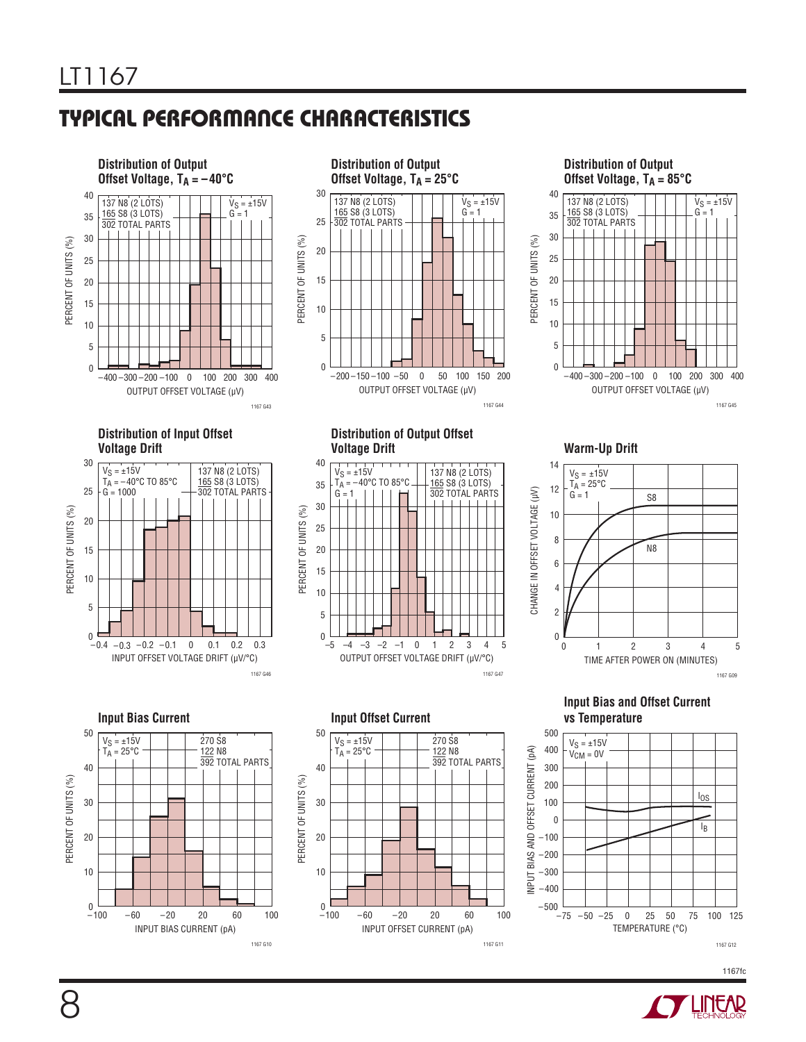## TYPICAL PERFORMANCE CHARACTERISTICS

**Distribution of Output Offset Voltage, $T_A$ = –40°C**

137 N8 (2 LOTS)
165 S8 (3 LOTS)
302 TOTAL PARTS
$V_S$ = ±15V
G = 1

PERCENT OF UNITS (%)
OUTPUT OFFSET VOLTAGE (µV)

1167 G43

**Distribution of Output Offset Voltage, $T_A$ = 25°C**

137 N8 (2 LOTS)
165 S8 (3 LOTS)
302 TOTAL PARTS
$V_S$ = ±15V
G = 1

PERCENT OF UNITS (%)
OUTPUT OFFSET VOLTAGE (µV)

1167 G44

**Distribution of Output Offset Voltage, $T_A$ = 85°C**

137 N8 (2 LOTS)
165 S8 (3 LOTS)
302 TOTAL PARTS
$V_S$ = ±15V
G = 1

PERCENT OF UNITS (%)
OUTPUT OFFSET VOLTAGE (µV)

1167 G45

**Distribution of Input Offset Voltage Drift**

$V_S$ = ±15V
$T_A$ = –40°C TO 85°C
G = 1000
137 N8 (2 LOTS)
165 S8 (3 LOTS)
302 TOTAL PARTS

PERCENT OF UNITS (%)
INPUT OFFSET VOLTAGE DRIFT (µV/°C)

1167 G46

**Distribution of Output Offset Voltage Drift**

$V_S$ = ±15V
$T_A$ = –40°C TO 85°C
G = 1
137 N8 (2 LOTS)
165 S8 (3 LOTS)
302 TOTAL PARTS

PERCENT OF UNITS (%)
OUTPUT OFFSET VOLTAGE DRIFT (µV/°C)

1167 G47

**Warm-Up Drift**

$V_S$ = ±15V
$T_A$ = 25°C
G = 1
S8
N8

CHANGE IN OFFSET VOLTAGE (µV)
TIME AFTER POWER ON (MINUTES)

1167 G09

**Input Bias Current**

$V_S$ = ±15V
$T_A$ = 25°C
270 S8
122 N8
392 TOTAL PARTS

PERCENT OF UNITS (%)
INPUT BIAS CURRENT (pA)

1167 G10

**Input Offset Current**

$V_S$ = ±15V
$T_A$ = 25°C
270 S8
122 N8
392 TOTAL PARTS

PERCENT OF UNITS (%)
INPUT OFFSET CURRENT (pA)

1167 G11

**Input Bias and Offset Current vs Temperature**

$V_S$ = ±15V
$V_{CM}$ = 0V
$I_{OS}$
$I_B$

INPUT BIAS AND OFFSET CURRENT (pA)
TEMPERATURE (°C)

1167 G12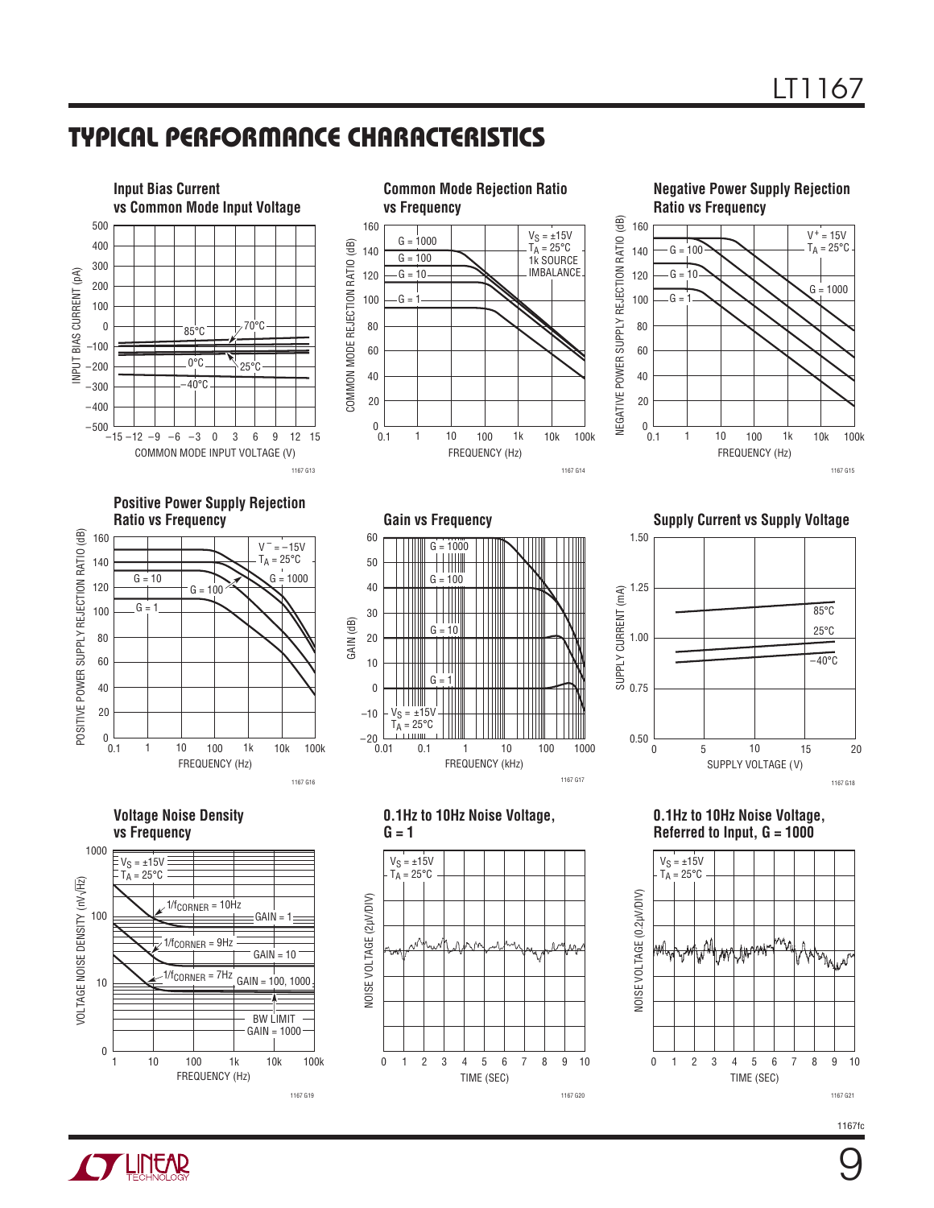## TYPICAL PERFORMANCE CHARACTERISTICS

**Input Bias Current vs Common Mode Input Voltage**

**Common Mode Rejection Ratio vs Frequency**

**Negative Power Supply Rejection Ratio vs Frequency**

**Positive Power Supply Rejection Ratio vs Frequency**

**Gain vs Frequency**

**Supply Current vs Supply Voltage**

**Voltage Noise Density vs Frequency**

**0.1Hz to 10Hz Noise Voltage, G = 1**

**0.1Hz to 10Hz Noise Voltage, Referred to Input, G = 1000**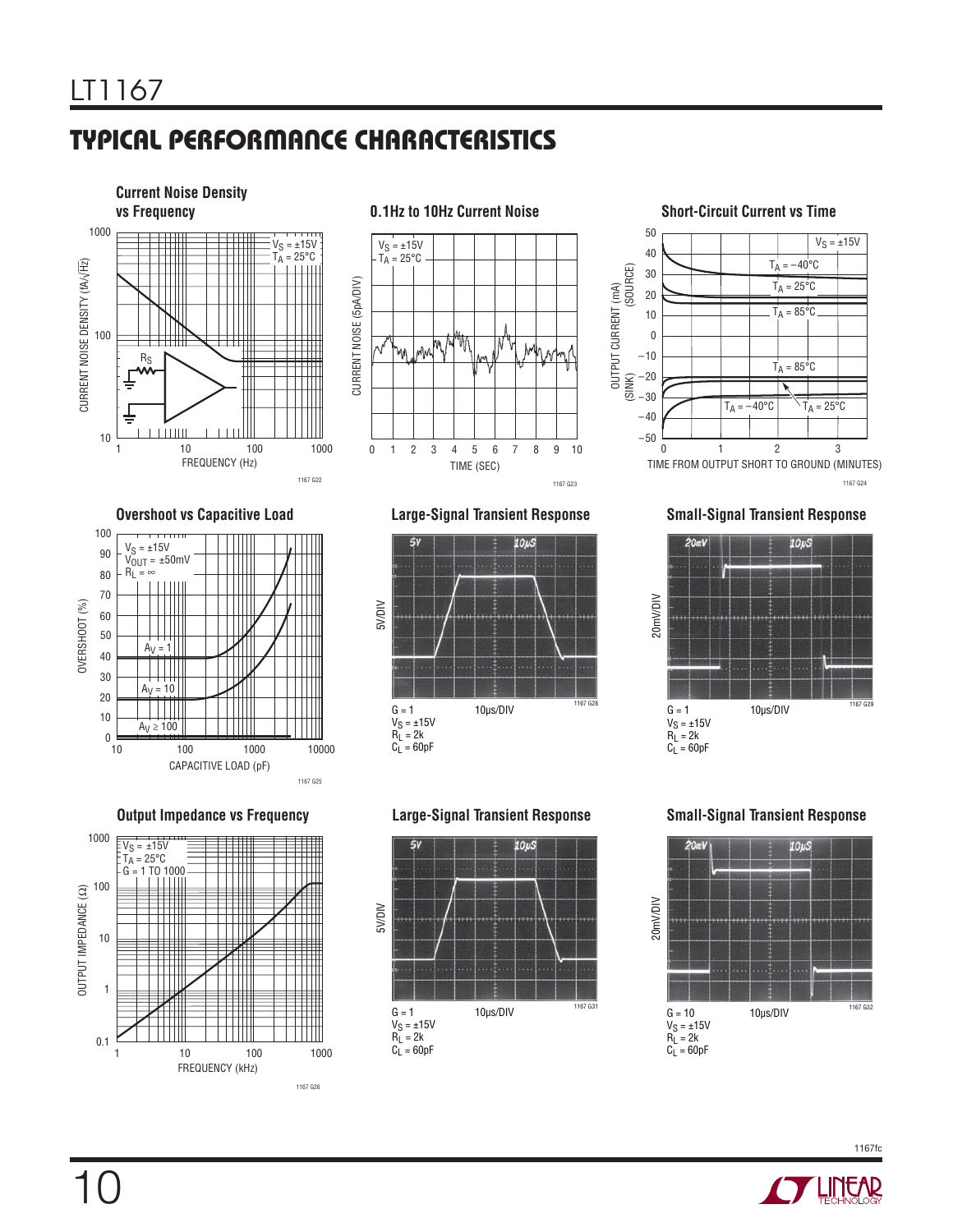## TYPICAL PERFORMANCE CHARACTERISTICS

**Current Noise Density vs Frequency**

$V_S = \pm15V$
$T_A = 25°C$

CURRENT NOISE DENSITY (fA/√Hz)

FREQUENCY (Hz)

$R_S$

1167 G22

**0.1Hz to 10Hz Current Noise**

$V_S = \pm15V$
$T_A = 25°C$

CURRENT NOISE (5pA/DIV)

TIME (SEC)

1167 G23

**Short-Circuit Current vs Time**

$V_S = \pm15V$

$T_A = -40°C$
$T_A = 25°C$
$T_A = 85°C$

OUTPUT CURRENT (mA) (SINK) (SOURCE)

TIME FROM OUTPUT SHORT TO GROUND (MINUTES)

1167 G24

**Overshoot vs Capacitive Load**

$V_S = \pm15V$
$V_{OUT} = \pm50mV$
$R_L = \infty$

$A_V = 1$
$A_V = 10$
$A_V \geq 100$

OVERSHOOT (%)

CAPACITIVE LOAD (pF)

1167 G25

**Large-Signal Transient Response**

5V/DIV

G = 1
$V_S = \pm15V$
$R_L = 2k$
$C_L = 60pF$

10μs/DIV

1167 G28

**Small-Signal Transient Response**

20mV/DIV

G = 1
$V_S = \pm15V$
$R_L = 2k$
$C_L = 60pF$

10μs/DIV

1167 G29

**Output Impedance vs Frequency**

$V_S = \pm15V$
$T_A = 25°C$
G = 1 TO 1000

OUTPUT IMPEDANCE (Ω)

FREQUENCY (kHz)

1167 G26

**Large-Signal Transient Response**

5V/DIV

G = 1
$V_S = \pm15V$
$R_L = 2k$
$C_L = 60pF$

10μs/DIV

1167 G31

**Small-Signal Transient Response**

20mV/DIV

G = 10
$V_S = \pm15V$
$R_L = 2k$
$C_L = 60pF$

10μs/DIV

1167 G32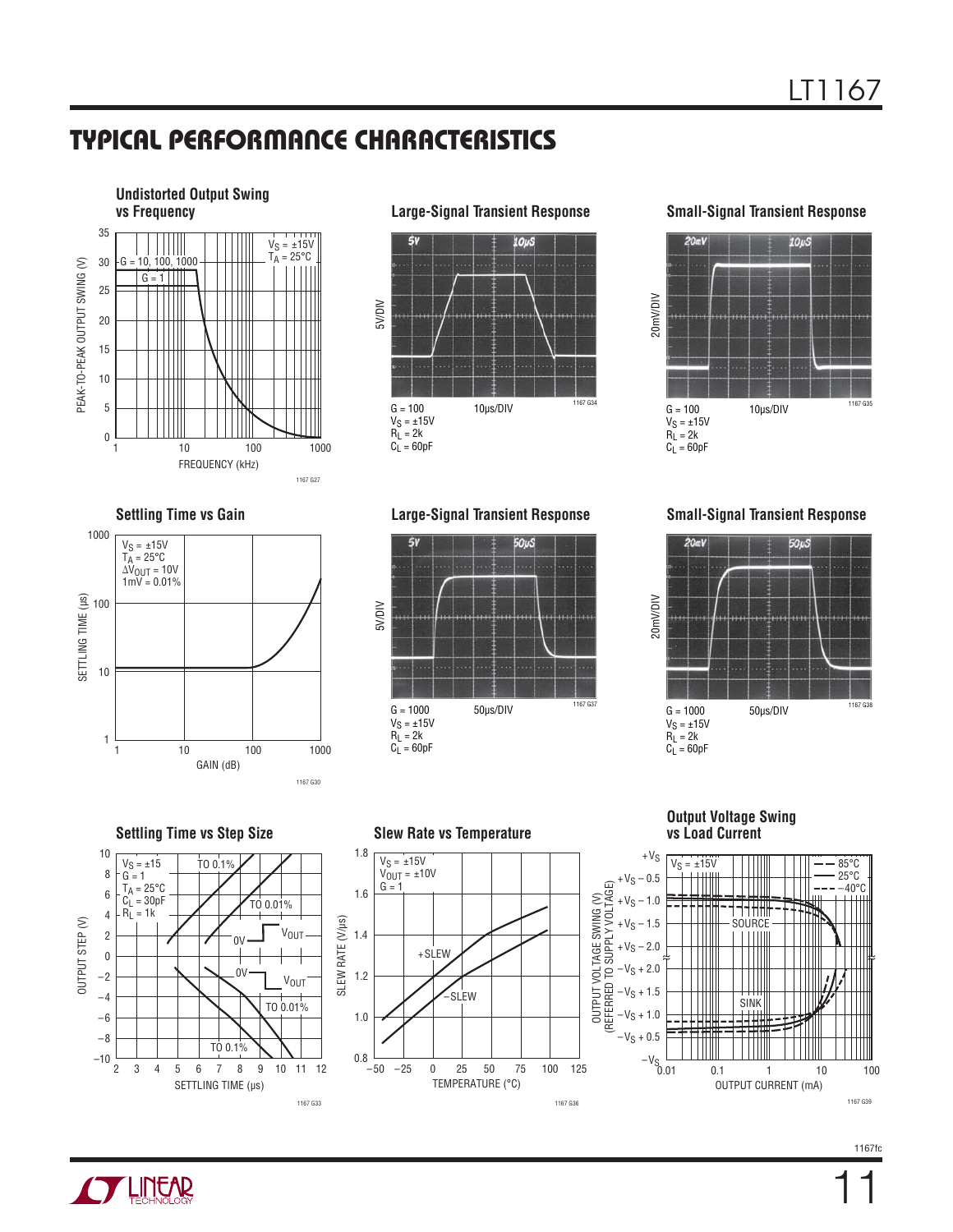## TYPICAL PERFORMANCE CHARACTERISTICS

**Undistorted Output Swing vs Frequency**

$V_S = \pm15V$, $T_A = 25°C$

G = 10, 100, 1000

G = 1

PEAK-TO-PEAK OUTPUT SWING (V)

FREQUENCY (kHz)

1167 G27

**Large-Signal Transient Response**

5V/DIV

G = 100, 10µs/DIV, $V_S = \pm15V$, $R_L = 2k$, $C_L = 60pF$

1167 G34

**Small-Signal Transient Response**

20mV/DIV

G = 100, 10µs/DIV, $V_S = \pm15V$, $R_L = 2k$, $C_L = 60pF$

1167 G35

**Settling Time vs Gain**

$V_S = \pm15V$, $T_A = 25°C$, $\Delta V_{OUT} = 10V$, 1mV = 0.01%

SETTLING TIME (µs)

GAIN (dB)

1167 G30

**Large-Signal Transient Response**

5V/DIV

G = 1000, 50µs/DIV, $V_S = \pm15V$, $R_L = 2k$, $C_L = 60pF$

1167 G37

**Small-Signal Transient Response**

20mV/DIV

G = 1000, 50µs/DIV, $V_S = \pm15V$, $R_L = 2k$, $C_L = 60pF$

1167 G38

**Settling Time vs Step Size**

$V_S = \pm15$, G = 1, $T_A = 25°C$, $C_L = 30pF$, $R_L = 1k$

TO 0.1%, TO 0.01%

OUTPUT STEP (V)

SETTLING TIME (µs)

1167 G33

**Slew Rate vs Temperature**

$V_S = \pm15V$, $V_{OUT} = \pm10V$, G = 1

+SLEW, –SLEW

SLEW RATE (V/µs)

TEMPERATURE (°C)

1167 G36

**Output Voltage Swing vs Load Current**

$V_S = \pm15V$

85°C, 25°C, –40°C

SOURCE, SINK

OUTPUT VOLTAGE SWING (V) (REFERRED TO SUPPLY VOLTAGE)

OUTPUT CURRENT (mA)

1167 G39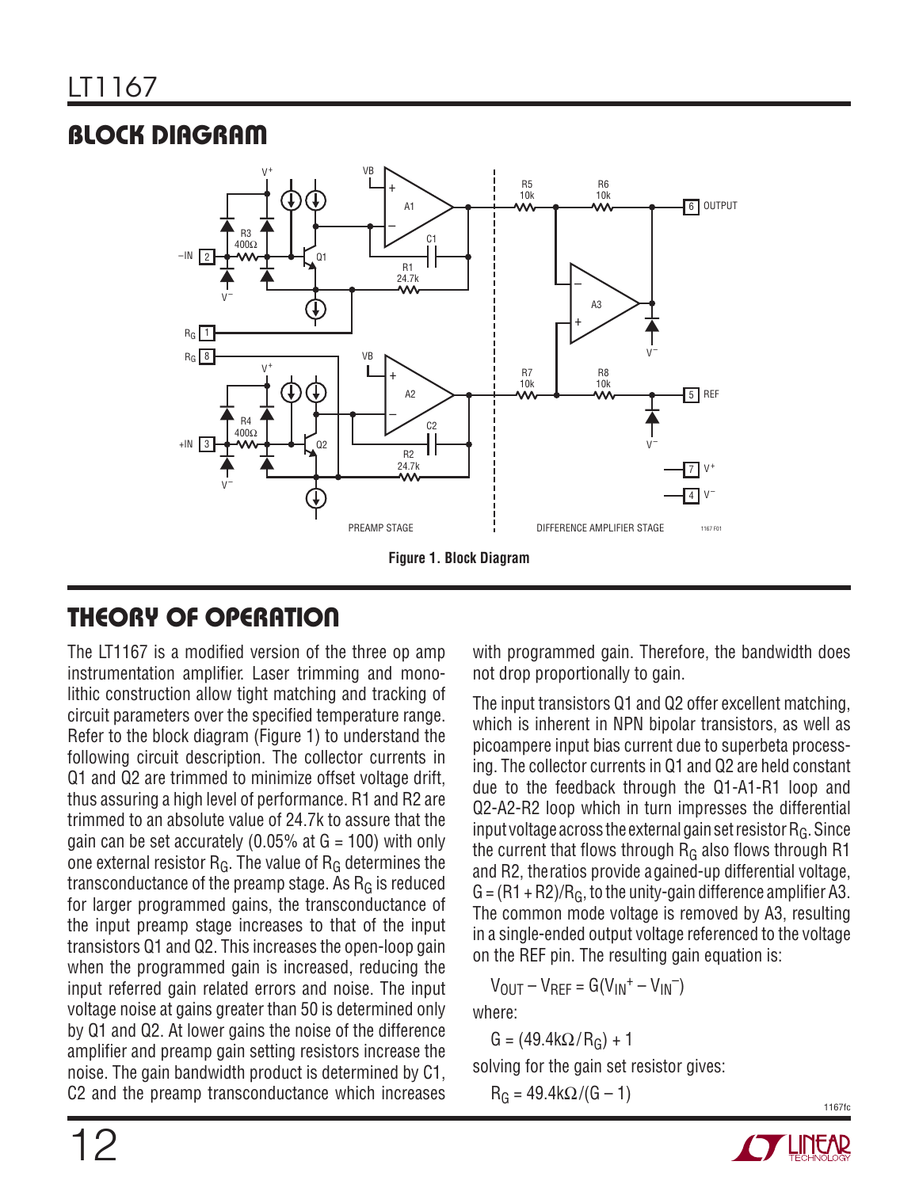## BLOCK DIAGRAM

Figure 1. Block Diagram

## THEORY OF OPERATION

The LT1167 is a modified version of the three op amp instrumentation amplifier. Laser trimming and monolithic construction allow tight matching and tracking of circuit parameters over the specified temperature range. Refer to the block diagram (Figure 1) to understand the following circuit description. The collector currents in Q1 and Q2 are trimmed to minimize offset voltage drift, thus assuring a high level of performance. R1 and R2 are trimmed to an absolute value of 24.7k to assure that the gain can be set accurately (0.05% at G = 100) with only one external resistor $R_G$. The value of $R_G$ determines the transconductance of the preamp stage. As $R_G$ is reduced for larger programmed gains, the transconductance of the input preamp stage increases to that of the input transistors Q1 and Q2. This increases the open-loop gain when the programmed gain is increased, reducing the input referred gain related errors and noise. The input voltage noise at gains greater than 50 is determined only by Q1 and Q2. At lower gains the noise of the difference amplifier and preamp gain setting resistors increase the noise. The gain bandwidth product is determined by C1, C2 and the preamp transconductance which increases with programmed gain. Therefore, the bandwidth does not drop proportionally to gain.

The input transistors Q1 and Q2 offer excellent matching, which is inherent in NPN bipolar transistors, as well as picoampere input bias current due to superbeta processing. The collector currents in Q1 and Q2 are held constant due to the feedback through the Q1-A1-R1 loop and Q2-A2-R2 loop which in turn impresses the differential input voltage across the external gain set resistor $R_G$. Since the current that flows through $R_G$ also flows through R1 and R2, the ratios provide a gained-up differential voltage, $G = (R1 + R2)/R_G$, to the unity-gain difference amplifier A3. The common mode voltage is removed by A3, resulting in a single-ended output voltage referenced to the voltage on the REF pin. The resulting gain equation is:

$$V_{OUT} - V_{REF} = G(V_{IN}^{+} - V_{IN}^{-})$$

where:

$$G = (49.4k\Omega/R_G) + 1$$

solving for the gain set resistor gives:

$$R_G = 49.4k\Omega/(G - 1)$$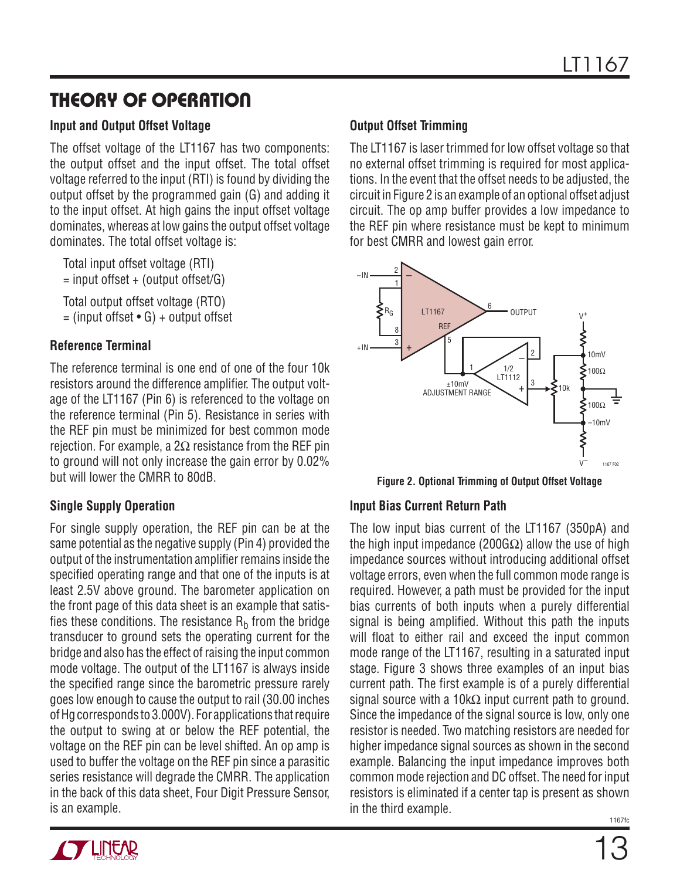## THEORY OF OPERATION

### Input and Output Offset Voltage

The offset voltage of the LT1167 has two components: the output offset and the input offset. The total offset voltage referred to the input (RTI) is found by dividing the output offset by the programmed gain (G) and adding it to the input offset. At high gains the input offset voltage dominates, whereas at low gains the output offset voltage dominates. The total offset voltage is:

Total input offset voltage (RTI)
= input offset + (output offset/G)

Total output offset voltage (RTO)
= (input offset • G) + output offset

### Reference Terminal

The reference terminal is one end of one of the four 10k resistors around the difference amplifier. The output voltage of the LT1167 (Pin 6) is referenced to the voltage on the reference terminal (Pin 5). Resistance in series with the REF pin must be minimized for best common mode rejection. For example, a 2Ω resistance from the REF pin to ground will not only increase the gain error by 0.02% but will lower the CMRR to 80dB.

### Single Supply Operation

For single supply operation, the REF pin can be at the same potential as the negative supply (Pin 4) provided the output of the instrumentation amplifier remains inside the specified operating range and that one of the inputs is at least 2.5V above ground. The barometer application on the front page of this data sheet is an example that satisfies these conditions. The resistance $R_b$ from the bridge transducer to ground sets the operating current for the bridge and also has the effect of raising the input common mode voltage. The output of the LT1167 is always inside the specified range since the barometric pressure rarely goes low enough to cause the output to rail (30.00 inches of Hg corresponds to 3.000V). For applications that require the output to swing at or below the REF potential, the voltage on the REF pin can be level shifted. An op amp is used to buffer the voltage on the REF pin since a parasitic series resistance will degrade the CMRR. The application in the back of this data sheet, Four Digit Pressure Sensor, is an example.

### Output Offset Trimming

The LT1167 is laser trimmed for low offset voltage so that no external offset trimming is required for most applications. In the event that the offset needs to be adjusted, the circuit in Figure 2 is an example of an optional offset adjust circuit. The op amp buffer provides a low impedance to the REF pin where resistance must be kept to minimum for best CMRR and lowest gain error.

Figure 2. Optional Trimming of Output Offset Voltage

### Input Bias Current Return Path

The low input bias current of the LT1167 (350pA) and the high input impedance (200GΩ) allow the use of high impedance sources without introducing additional offset voltage errors, even when the full common mode range is required. However, a path must be provided for the input bias currents of both inputs when a purely differential signal is being amplified. Without this path the inputs will float to either rail and exceed the input common mode range of the LT1167, resulting in a saturated input stage. Figure 3 shows three examples of an input bias current path. The first example is of a purely differential signal source with a 10kΩ input current path to ground. Since the impedance of the signal source is low, only one resistor is needed. Two matching resistors are needed for higher impedance signal sources as shown in the second example. Balancing the input impedance improves both common mode rejection and DC offset. The need for input resistors is eliminated if a center tap is present as shown in the third example.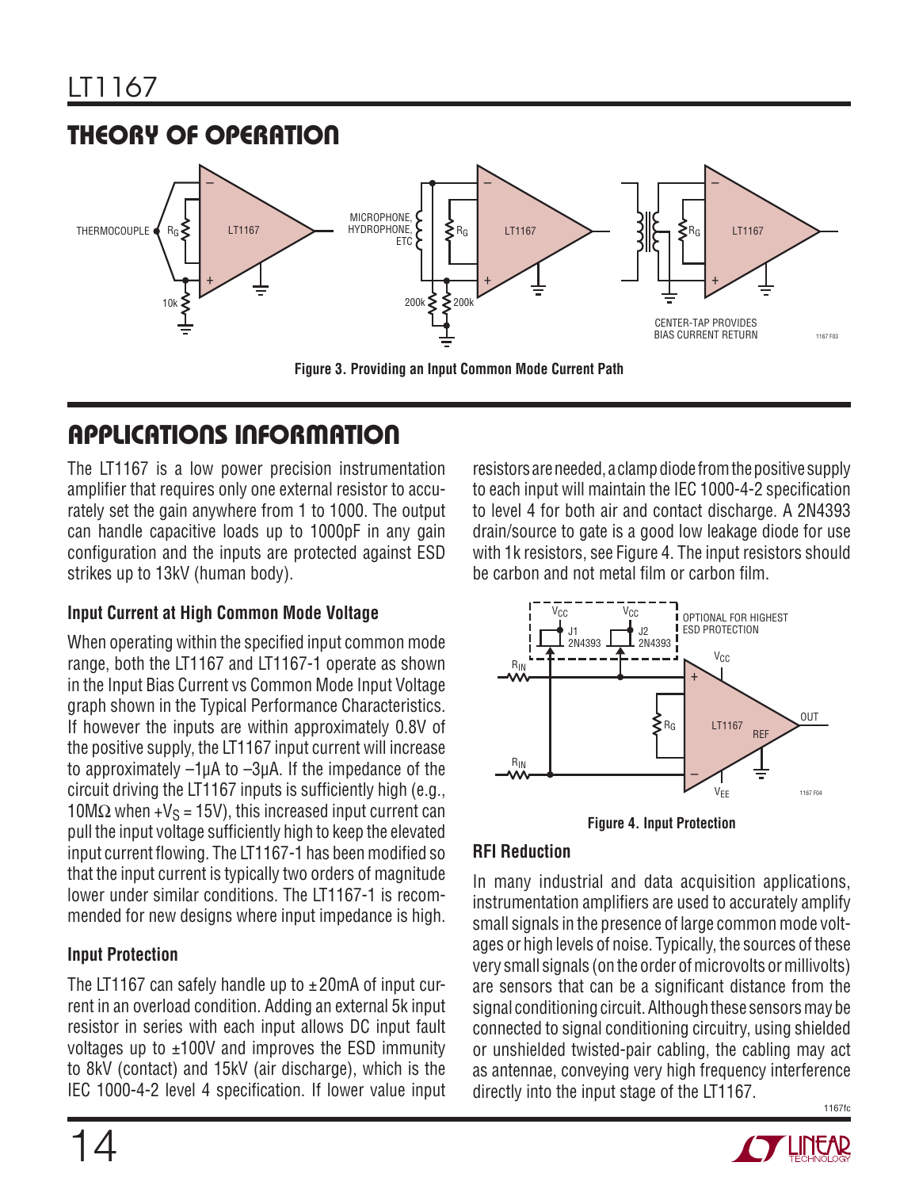## THEORY OF OPERATION

Figure 3. Providing an Input Common Mode Current Path

## APPLICATIONS INFORMATION

The LT1167 is a low power precision instrumentation amplifier that requires only one external resistor to accurately set the gain anywhere from 1 to 1000. The output can handle capacitive loads up to 1000pF in any gain configuration and the inputs are protected against ESD strikes up to 13kV (human body).

### Input Current at High Common Mode Voltage

When operating within the specified input common mode range, both the LT1167 and LT1167-1 operate as shown in the Input Bias Current vs Common Mode Input Voltage graph shown in the Typical Performance Characteristics. If however the inputs are within approximately 0.8V of the positive supply, the LT1167 input current will increase to approximately –1µA to –3µA. If the impedance of the circuit driving the LT1167 inputs is sufficiently high (e.g., 10MΩ when $+V_S$ = 15V), this increased input current can pull the input voltage sufficiently high to keep the elevated input current flowing. The LT1167-1 has been modified so that the input current is typically two orders of magnitude lower under similar conditions. The LT1167-1 is recommended for new designs where input impedance is high.

### Input Protection

The LT1167 can safely handle up to ±20mA of input current in an overload condition. Adding an external 5k input resistor in series with each input allows DC input fault voltages up to ±100V and improves the ESD immunity to 8kV (contact) and 15kV (air discharge), which is the IEC 1000-4-2 level 4 specification. If lower value input resistors are needed, a clamp diode from the positive supply to each input will maintain the IEC 1000-4-2 specification to level 4 for both air and contact discharge. A 2N4393 drain/source to gate is a good low leakage diode for use with 1k resistors, see Figure 4. The input resistors should be carbon and not metal film or carbon film.

Figure 4. Input Protection

### RFI Reduction

In many industrial and data acquisition applications, instrumentation amplifiers are used to accurately amplify small signals in the presence of large common mode voltages or high levels of noise. Typically, the sources of these very small signals (on the order of microvolts or millivolts) are sensors that can be a significant distance from the signal conditioning circuit. Although these sensors may be connected to signal conditioning circuitry, using shielded or unshielded twisted-pair cabling, the cabling may act as antennae, conveying very high frequency interference directly into the input stage of the LT1167.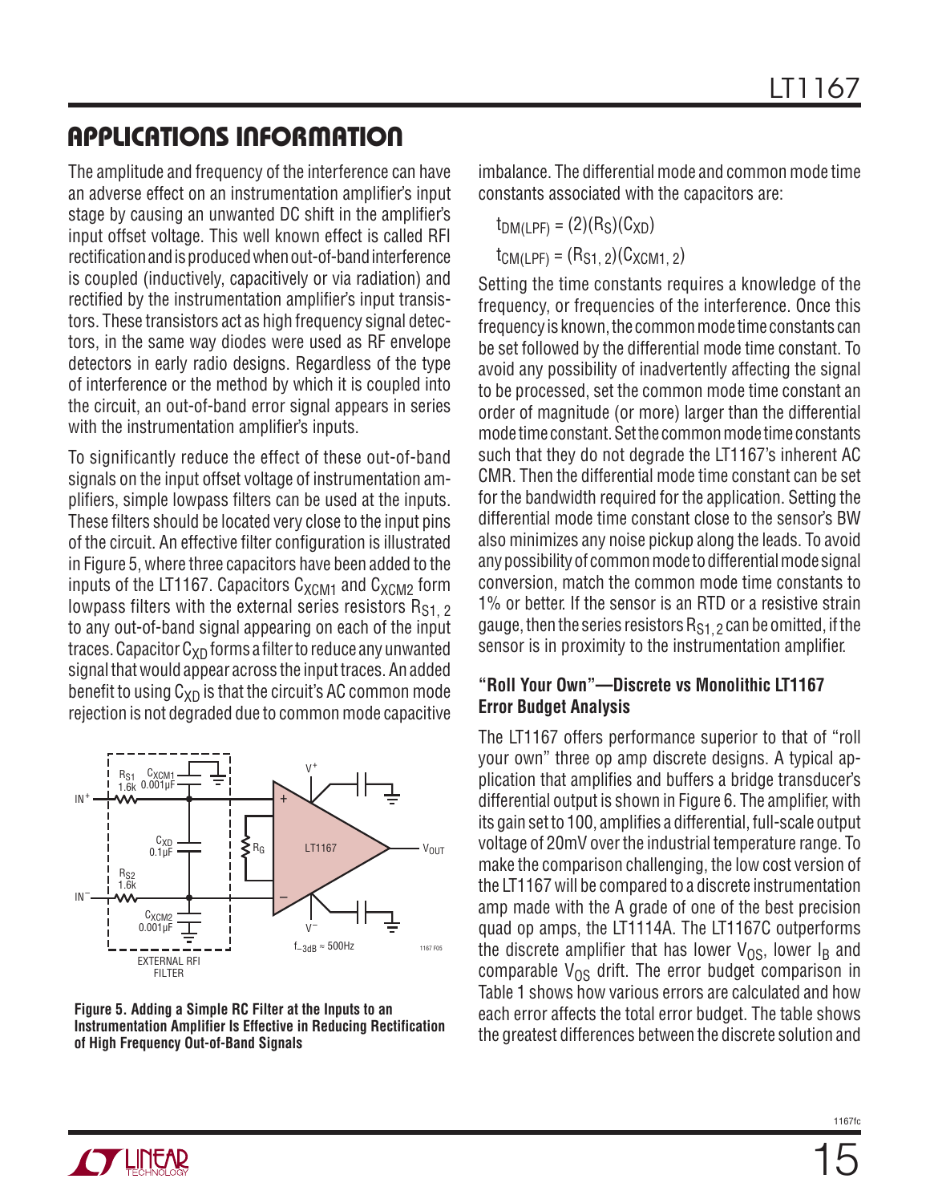## APPLICATIONS INFORMATION

The amplitude and frequency of the interference can have an adverse effect on an instrumentation amplifier's input stage by causing an unwanted DC shift in the amplifier's input offset voltage. This well known effect is called RFI rectification and is produced when out-of-band interference is coupled (inductively, capacitively or via radiation) and rectified by the instrumentation amplifier's input transistors. These transistors act as high frequency signal detectors, in the same way diodes were used as RF envelope detectors in early radio designs. Regardless of the type of interference or the method by which it is coupled into the circuit, an out-of-band error signal appears in series with the instrumentation amplifier's inputs.

To significantly reduce the effect of these out-of-band signals on the input offset voltage of instrumentation amplifiers, simple lowpass filters can be used at the inputs. These filters should be located very close to the input pins of the circuit. An effective filter configuration is illustrated in Figure 5, where three capacitors have been added to the inputs of the LT1167. Capacitors $C_{XCM1}$ and $C_{XCM2}$ form lowpass filters with the external series resistors $R_{S1,\,2}$ to any out-of-band signal appearing on each of the input traces. Capacitor $C_{XD}$ forms a filter to reduce any unwanted signal that would appear across the input traces. An added benefit to using $C_{XD}$ is that the circuit's AC common mode rejection is not degraded due to common mode capacitive imbalance. The differential mode and common mode time constants associated with the capacitors are:

$$t_{DM(LPF)} = (2)(R_S)(C_{XD})$$

$$t_{CM(LPF)} = (R_{S1,\,2})(C_{XCM1,\,2})$$

Setting the time constants requires a knowledge of the frequency, or frequencies of the interference. Once this frequency is known, the common mode time constants can be set followed by the differential mode time constant. To avoid any possibility of inadvertently affecting the signal to be processed, set the common mode time constant an order of magnitude (or more) larger than the differential mode time constant. Set the common mode time constants such that they do not degrade the LT1167's inherent AC CMR. Then the differential mode time constant can be set for the bandwidth required for the application. Setting the differential mode time constant close to the sensor's BW also minimizes any noise pickup along the leads. To avoid any possibility of common mode to differential mode signal conversion, match the common mode time constants to 1% or better. If the sensor is an RTD or a resistive strain gauge, then the series resistors $R_{S1,\,2}$ can be omitted, if the sensor is in proximity to the instrumentation amplifier.

Figure 5. Adding a Simple RC Filter at the Inputs to an Instrumentation Amplifier Is Effective in Reducing Rectification of High Frequency Out-of-Band Signals

### "Roll Your Own"—Discrete vs Monolithic LT1167 Error Budget Analysis

The LT1167 offers performance superior to that of "roll your own" three op amp discrete designs. A typical application that amplifies and buffers a bridge transducer's differential output is shown in Figure 6. The amplifier, with its gain set to 100, amplifies a differential, full-scale output voltage of 20mV over the industrial temperature range. To make the comparison challenging, the low cost version of the LT1167 will be compared to a discrete instrumentation amp made with the A grade of one of the best precision quad op amps, the LT1114A. The LT1167C outperforms the discrete amplifier that has lower $V_{OS}$, lower $I_B$ and comparable $V_{OS}$ drift. The error budget comparison in Table 1 shows how various errors are calculated and how each error affects the total error budget. The table shows the greatest differences between the discrete solution and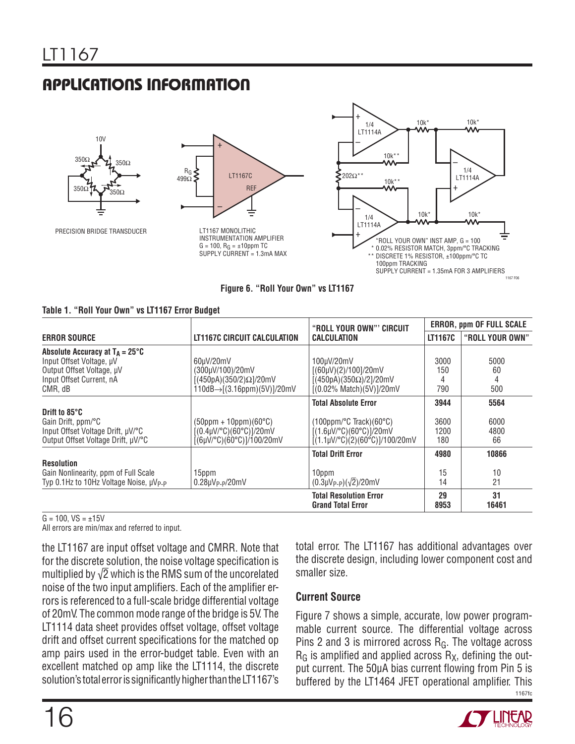## APPLICATIONS INFORMATION

Figure 6. "Roll Your Own" vs LT1167

**Table 1. "Roll Your Own" vs LT1167 Error Budget**

| ERROR SOURCE | LT1167C CIRCUIT CALCULATION | "ROLL YOUR OWN" CIRCUIT CALCULATION | ERROR, ppm OF FULL SCALE LT1167C | "ROLL YOUR OWN" |
|---|---|---|---|---|
| **Absolute Accuracy at $T_A$ = 25°C** | | | | |
| Input Offset Voltage, µV | 60µV/20mV | 100µV/20mV | 3000 | 5000 |
| Output Offset Voltage, µV | (300µV/100)/20mV | [(60µV)(2)/100]/20mV | 150 | 60 |
| Input Offset Current, nA | [(450pA)(350/2)Ω]/20mV | [(450pA)(350Ω)/2]/20mV | 4 | 4 |
| CMR, dB | 110dB→[(3.16ppm)(5V)]/20mV | [(0.02% Match)(5V)]/20mV | 790 | 500 |
| | | **Total Absolute Error** | **3944** | **5564** |
| **Drift to 85°C** | | | | |
| Gain Drift, ppm/°C | (50ppm + 10ppm)(60°C) | (100ppm/°C Track)(60°C) | 3600 | 6000 |
| Input Offset Voltage Drift, µV/°C | [(0.4µV/°C)(60°C)]/20mV | [(1.6µV/°C)(60°C)]/20mV | 1200 | 4800 |
| Output Offset Voltage Drift, µV/°C | [(6µV/°C)(60°C)]/100/20mV | [(1.1µV/°C)(2)(60°C)]/100/20mV | 180 | 66 |
| | | **Total Drift Error** | **4980** | **10866** |
| **Resolution** | | | | |
| Gain Nonlinearity, ppm of Full Scale | 15ppm | 10ppm | 15 | 10 |
| Typ 0.1Hz to 10Hz Voltage Noise, $µV_{P-P}$ | $0.28µV_{P-P}$/20mV | $(0.3µV_{P-P})(\sqrt{2})$/20mV | 14 | 21 |
| | | **Total Resolution Error** | **29** | **31** |
| | | **Grand Total Error** | **8953** | **16461** |

G = 100, VS = ±15V
All errors are min/max and referred to input.

the LT1167 are input offset voltage and CMRR. Note that for the discrete solution, the noise voltage specification is multiplied by $\sqrt{2}$ which is the RMS sum of the uncorelated noise of the two input amplifiers. Each of the amplifier errors is referenced to a full-scale bridge differential voltage of 20mV. The common mode range of the bridge is 5V. The LT1114 data sheet provides offset voltage, offset voltage drift and offset current specifications for the matched op amp pairs used in the error-budget table. Even with an excellent matched op amp like the LT1114, the discrete solution's total error is significantly higher than the LT1167's total error. The LT1167 has additional advantages over the discrete design, including lower component cost and smaller size.

### Current Source

Figure 7 shows a simple, accurate, low power programmable current source. The differential voltage across Pins 2 and 3 is mirrored across $R_G$. The voltage across $R_G$ is amplified and applied across $R_X$, defining the output current. The 50µA bias current flowing from Pin 5 is buffered by the LT1464 JFET operational amplifier. This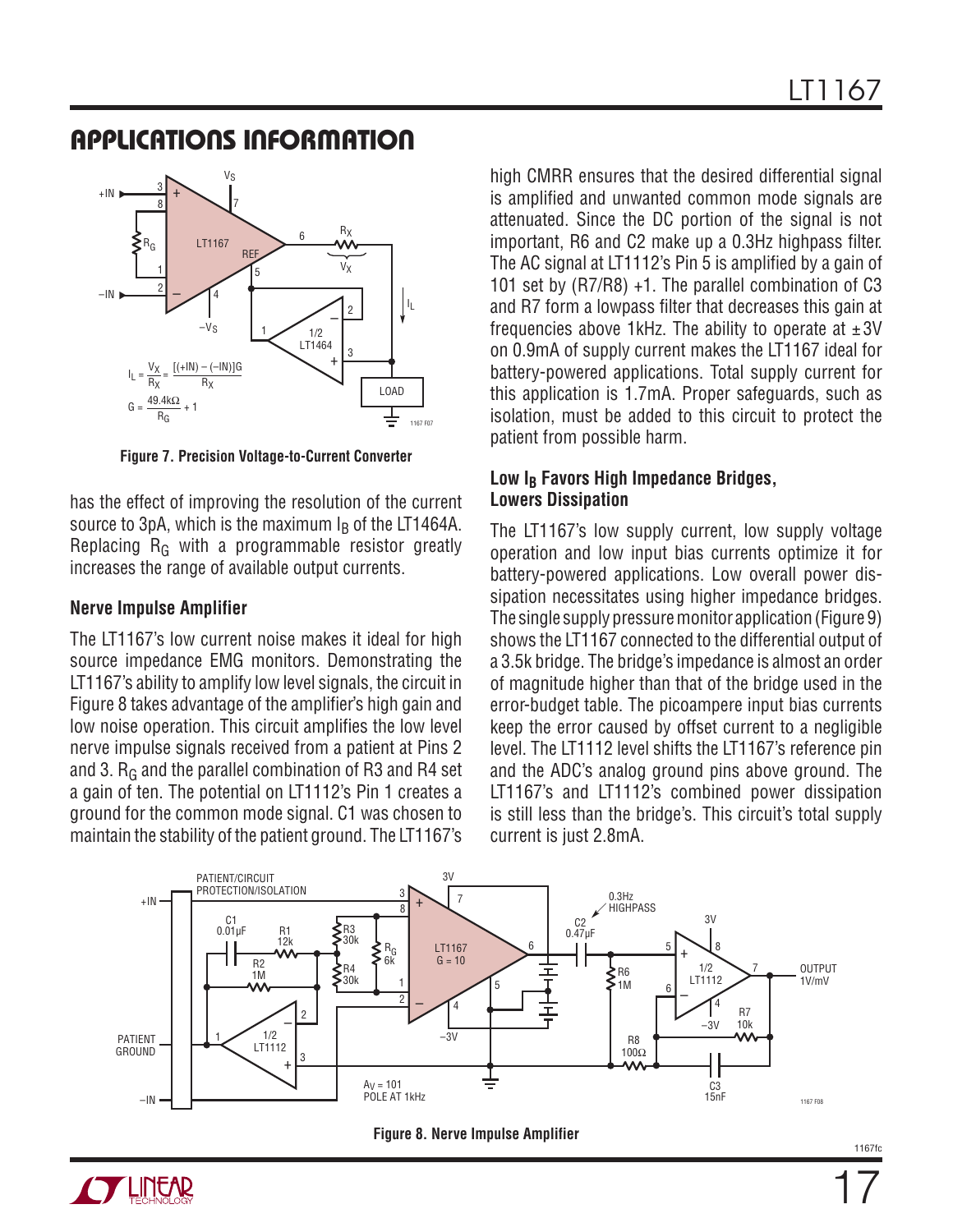## APPLICATIONS INFORMATION

$$I_L = \frac{V_X}{R_X} = \frac{[(+IN) - (-IN)]G}{R_X}$$

$$G = \frac{49.4k\Omega}{R_G} + 1$$

**Figure 7. Precision Voltage-to-Current Converter**

has the effect of improving the resolution of the current source to 3pA, which is the maximum $I_B$ of the LT1464A. Replacing $R_G$ with a programmable resistor greatly increases the range of available output currents.

### Nerve Impulse Amplifier

The LT1167's low current noise makes it ideal for high source impedance EMG monitors. Demonstrating the LT1167's ability to amplify low level signals, the circuit in Figure 8 takes advantage of the amplifier's high gain and low noise operation. This circuit amplifies the low level nerve impulse signals received from a patient at Pins 2 and 3. $R_G$ and the parallel combination of R3 and R4 set a gain of ten. The potential on LT1112's Pin 1 creates a ground for the common mode signal. C1 was chosen to maintain the stability of the patient ground. The LT1167's high CMRR ensures that the desired differential signal is amplified and unwanted common mode signals are attenuated. Since the DC portion of the signal is not important, R6 and C2 make up a 0.3Hz highpass filter. The AC signal at LT1112's Pin 5 is amplified by a gain of 101 set by (R7/R8) +1. The parallel combination of C3 and R7 form a lowpass filter that decreases this gain at frequencies above 1kHz. The ability to operate at ±3V on 0.9mA of supply current makes the LT1167 ideal for battery-powered applications. Total supply current for this application is 1.7mA. Proper safeguards, such as isolation, must be added to this circuit to protect the patient from possible harm.

### Low $I_B$ Favors High Impedance Bridges, Lowers Dissipation

The LT1167's low supply current, low supply voltage operation and low input bias currents optimize it for battery-powered applications. Low overall power dissipation necessitates using higher impedance bridges. The single supply pressure monitor application (Figure 9) shows the LT1167 connected to the differential output of a 3.5k bridge. The bridge's impedance is almost an order of magnitude higher than that of the bridge used in the error-budget table. The picoampere input bias currents keep the error caused by offset current to a negligible level. The LT1112 level shifts the LT1167's reference pin and the ADC's analog ground pins above ground. The LT1167's and LT1112's combined power dissipation is still less than the bridge's. This circuit's total supply current is just 2.8mA.

**Figure 8. Nerve Impulse Amplifier**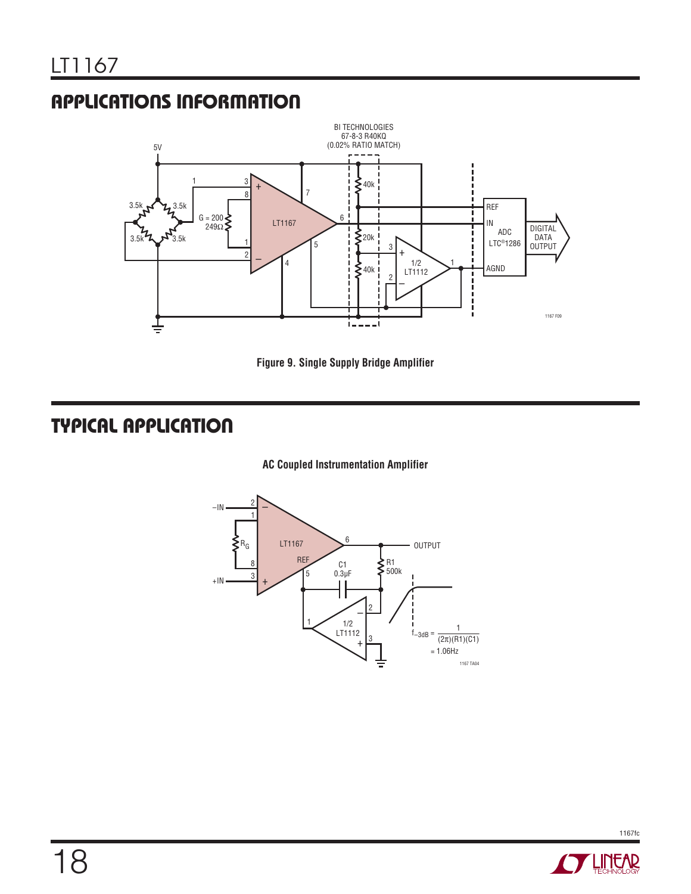## APPLICATIONS INFORMATION

Figure 9. Single Supply Bridge Amplifier

## TYPICAL APPLICATION

**AC Coupled Instrumentation Amplifier**

$$f_{-3dB} = \frac{1}{(2\pi)(R1)(C1)} = 1.06\text{Hz}$$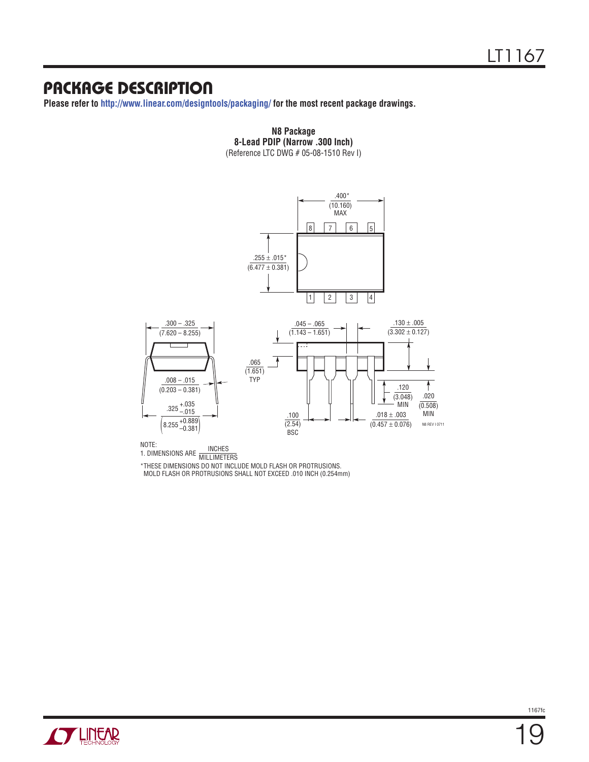## PACKAGE DESCRIPTION

**Please refer to http://www.linear.com/designtools/packaging/ for the most recent package drawings.**

**N8 Package**
**8-Lead PDIP (Narrow .300 Inch)**
(Reference LTC DWG # 05-08-1510 Rev I)

.400* (10.160) MAX

.255 ± .015* (6.477 ± 0.381)

.300 – .325 (7.620 – 8.255)

.008 – .015 (0.203 – 0.381)

$.325 ^{+.035}_{-.015}$ $\left(8.255 ^{+0.889}_{-0.381}\right)$

.045 – .065 (1.143 – 1.651)

.065 (1.651) TYP

.100 (2.54) BSC

.130 ± .005 (3.302 ± 0.127)

.120 (3.048) MIN

.020 (0.508) MIN

.018 ± .003 (0.457 ± 0.076)

N8 REV I 0711

NOTE:
1. DIMENSIONS ARE $\frac{\text{INCHES}}{\text{MILLIMETERS}}$

*THESE DIMENSIONS DO NOT INCLUDE MOLD FLASH OR PROTRUSIONS. MOLD FLASH OR PROTRUSIONS SHALL NOT EXCEED .010 INCH (0.254mm)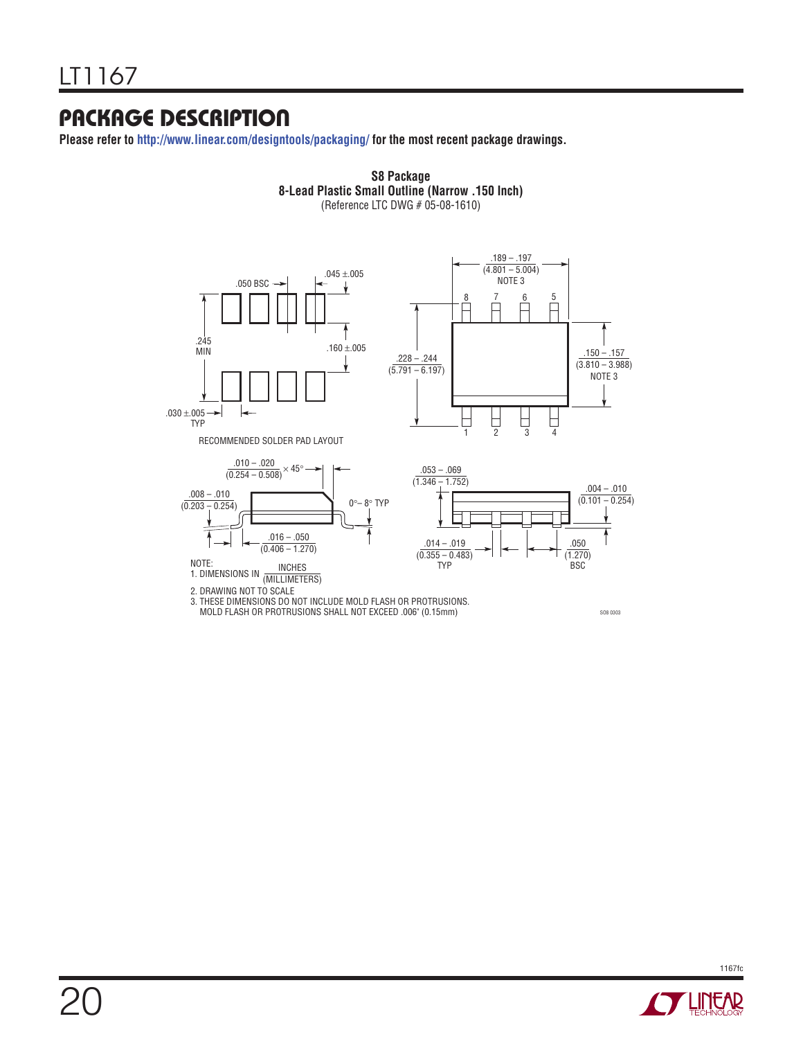## PACKAGE DESCRIPTION

**Please refer to http://www.linear.com/designtools/packaging/ for the most recent package drawings.**

**S8 Package**
**8-Lead Plastic Small Outline (Narrow .150 Inch)**
(Reference LTC DWG # 05-08-1610)

.189 – .197
(4.801 – 5.004)
NOTE 3

.045 ±.005

.050 BSC

.245
MIN

.160 ±.005

.228 – .244
(5.791 – 6.197)

.150 – .157
(3.810 – 3.988)
NOTE 3

.030 ±.005
TYP

RECOMMENDED SOLDER PAD LAYOUT

.010 – .020
(0.254 – 0.508) × 45°

.053 – .069
(1.346 – 1.752)

.004 – .010
(0.101 – 0.254)

.008 – .010
(0.203 – 0.254)

0°– 8° TYP

.016 – .050
(0.406 – 1.270)

.014 – .019
(0.355 – 0.483)
TYP

.050
(1.270)
BSC

NOTE:
1. DIMENSIONS IN INCHES / (MILLIMETERS)
2. DRAWING NOT TO SCALE
3. THESE DIMENSIONS DO NOT INCLUDE MOLD FLASH OR PROTRUSIONS.
MOLD FLASH OR PROTRUSIONS SHALL NOT EXCEED .006" (0.15mm)

SO8 0303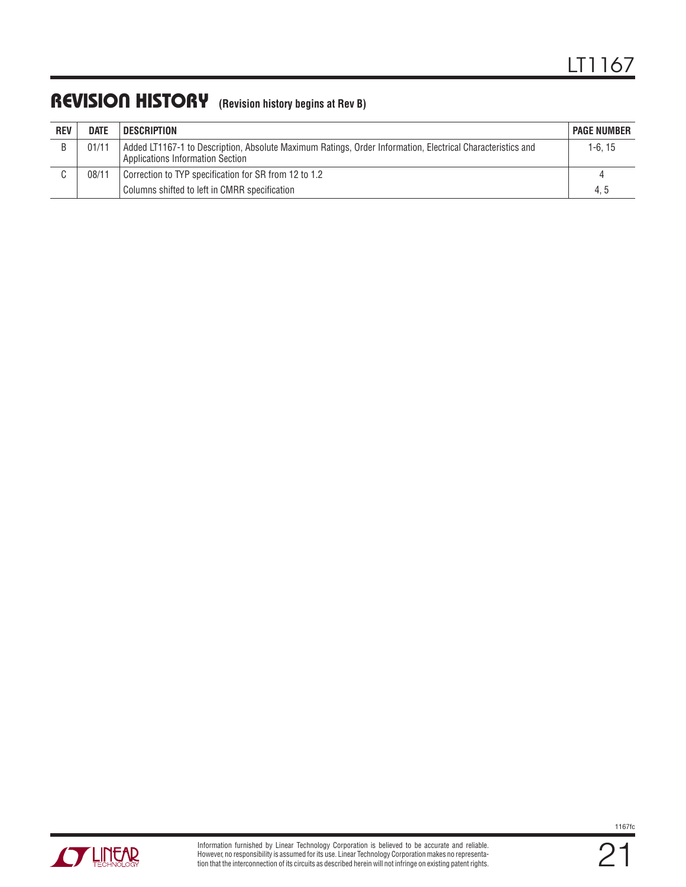## REVISION HISTORY (Revision history begins at Rev B)

| REV | DATE | DESCRIPTION | PAGE NUMBER |
|---|---|---|---|
| B | 01/11 | Added LT1167-1 to Description, Absolute Maximum Ratings, Order Information, Electrical Characteristics and Applications Information Section | 1-6, 15 |
| C | 08/11 | Correction to TYP specification for SR from 12 to 1.2 | 4 |
| | | Columns shifted to left in CMRR specification | 4, 5 |

Information furnished by Linear Technology Corporation is believed to be accurate and reliable. However, no responsibility is assumed for its use. Linear Technology Corporation makes no representation that the interconnection of its circuits as described herein will not infringe on existing patent rights.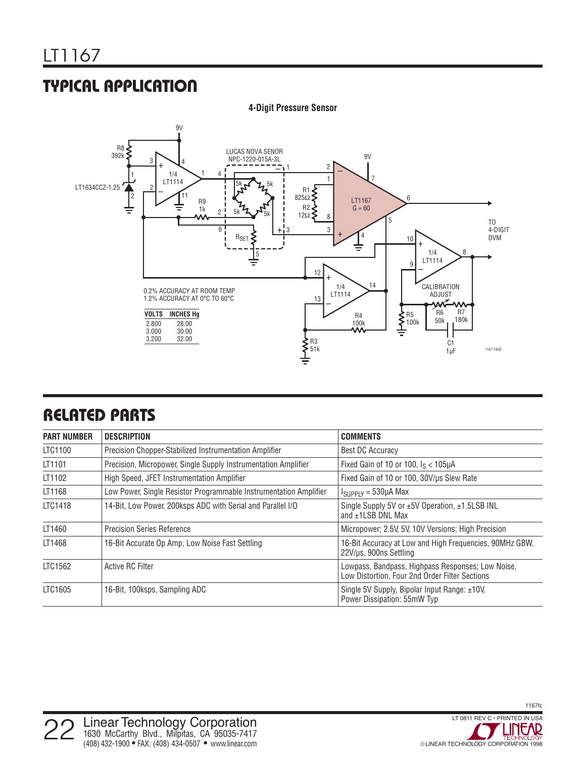## TYPICAL APPLICATION

**4-Digit Pressure Sensor**

9V
R8
392k
LT1634CCZ-1.25
1/4
LT1114
R9
1k
LUCAS NOVA SENOR
NPC-1220-015A-3L
5k
5k
5k
5k
$R_{SET}$
R1
825Ω
R2
12Ω
9V
LT1167
G = 60
TO
4-DIGIT
DVM
1/4
LT1114
1/4
LT1114
R4
100k
R3
51k
R5
100k
CALIBRATION
ADJUST
R6
50k
R7
180k
C1
1µF

0.2% ACCURACY AT ROOM TEMP
1.2% ACCURACY AT 0°C TO 60°C

VOLTS INCHES Hg
2.800 28.00
3.000 30.00
3.200 32.00

1167 TA03

## RELATED PARTS

| PART NUMBER | DESCRIPTION | COMMENTS |
|---|---|---|
| LTC1100 | Precision Chopper-Stabilized Instrumentation Amplifier | Best DC Accuracy |
| LT1101 | Precision, Micropower, Single Supply Instrumentation Amplifier | Fixed Gain of 10 or 100, $I_S$ < 105µA |
| LT1102 | High Speed, JFET Instrumentation Amplifier | Fixed Gain of 10 or 100, 30V/µs Slew Rate |
| LT1168 | Low Power, Single Resistor Programmable Instrumentation Amplifier | $I_{SUPPLY}$ = 530µA Max |
| LTC1418 | 14-Bit, Low Power, 200ksps ADC with Serial and Parallel I/O | Single Supply 5V or ±5V Operation, ±1.5LSB INL and ±1LSB DNL Max |
| LT1460 | Precision Series Reference | Micropower; 2.5V, 5V, 10V Versions; High Precision |
| LT1468 | 16-Bit Accurate Op Amp, Low Noise Fast Settling | 16-Bit Accuracy at Low and High Frequencies, 90MHz GBW, 22V/µs, 900ns Settling |
| LTC1562 | Active RC Filter | Lowpass, Bandpass, Highpass Responses; Low Noise, Low Distortion, Four 2nd Order Filter Sections |
| LTC1605 | 16-Bit, 100ksps, Sampling ADC | Single 5V Supply, Bipolar Input Range: ±10V, Power Dissipation: 55mW Typ |

Linear Technology Corporation
1630 McCarthy Blvd., Milpitas, CA 95035-7417
(408) 432-1900 • FAX: (408) 434-0507 • www.linear.com

LT 0811 REV C • PRINTED IN USA
© LINEAR TECHNOLOGY CORPORATION 1998